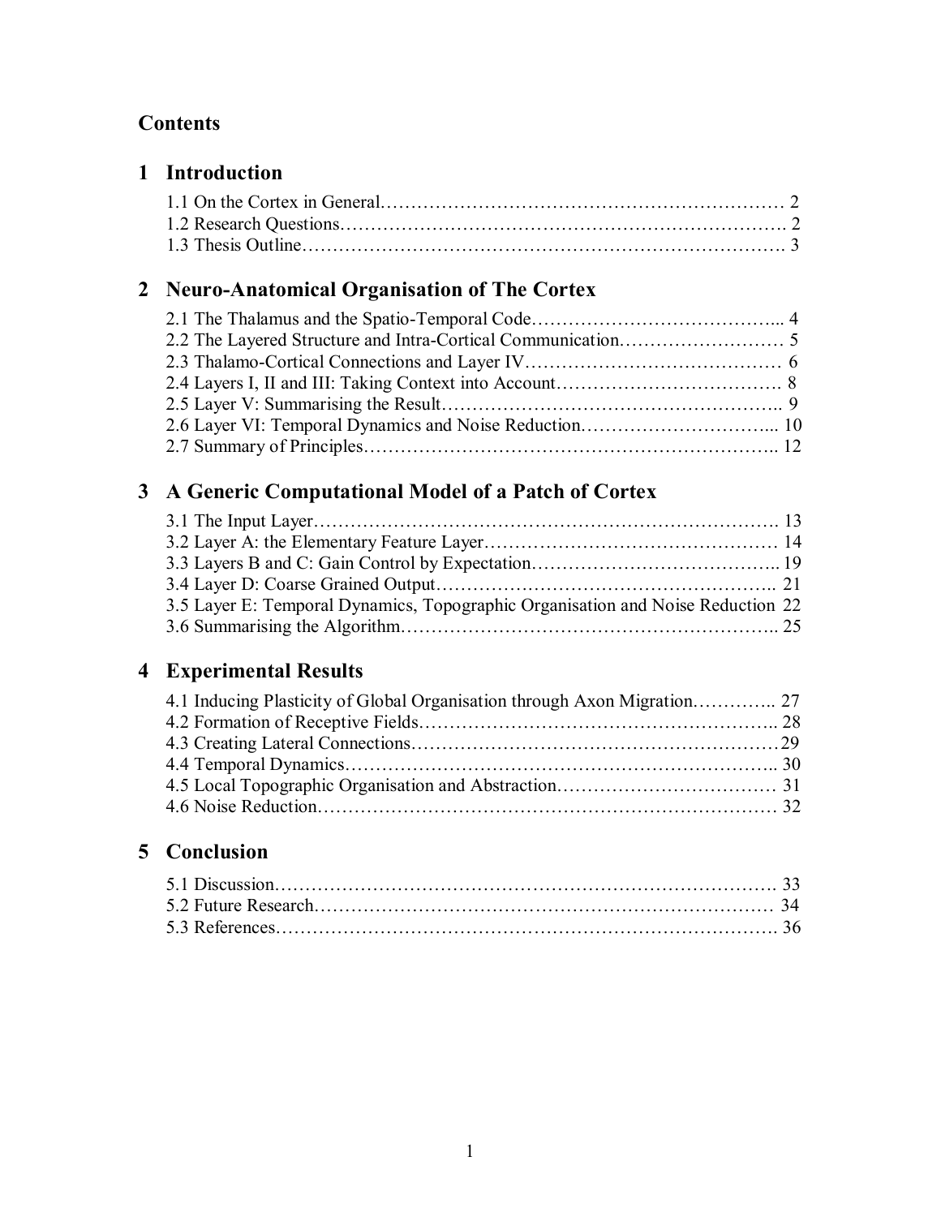## Contents

## 1 Introduction

1.1 On the Cortex in General…………………………………………………………… 2
1.2 Research Questions……………………………………………………………… 2
1.3 Thesis Outline…………………………………………………………………… 3

## 2 Neuro-Anatomical Organisation of The Cortex

2.1 The Thalamus and the Spatio-Temporal Code………………………………….... 4
2.2 The Layered Structure and Intra-Cortical Communication……………………… 5
2.3 Thalamo-Cortical Connections and Layer IV…………………………………… 6
2.4 Layers I, II and III: Taking Context into Account………………………………. 8
2.5 Layer V: Summarising the Result……………………………………………….. 9
2.6 Layer VI: Temporal Dynamics and Noise Reduction………………………….... 10
2.7 Summary of Principles…………………………………………………………... 12

## 3 A Generic Computational Model of a Patch of Cortex

3.1 The Input Layer………………………………………………………………… 13
3.2 Layer A: the Elementary Feature Layer………………………………………… 14
3.3 Layers B and C: Gain Control by Expectation…………………………………... 19
3.4 Layer D: Coarse Grained Output……………………………………………….. 21
3.5 Layer E: Temporal Dynamics, Topographic Organisation and Noise Reduction 22
3.6 Summarising the Algorithm…………………………………………………….. 25

## 4 Experimental Results

4.1 Inducing Plasticity of Global Organisation through Axon Migration………….. 27
4.2 Formation of Receptive Fields………………………………………………….. 28
4.3 Creating Lateral Connections……………………………………………………29
4.4 Temporal Dynamics…………………………………………………………….. 30
4.5 Local Topographic Organisation and Abstraction……………………………… 31
4.6 Noise Reduction………………………………………………………………… 32

## 5 Conclusion

5.1 Discussion………………………………………………………………………. 33
5.2 Future Research………………………………………………………………… 34
5.3 References………………………………………………………………………. 36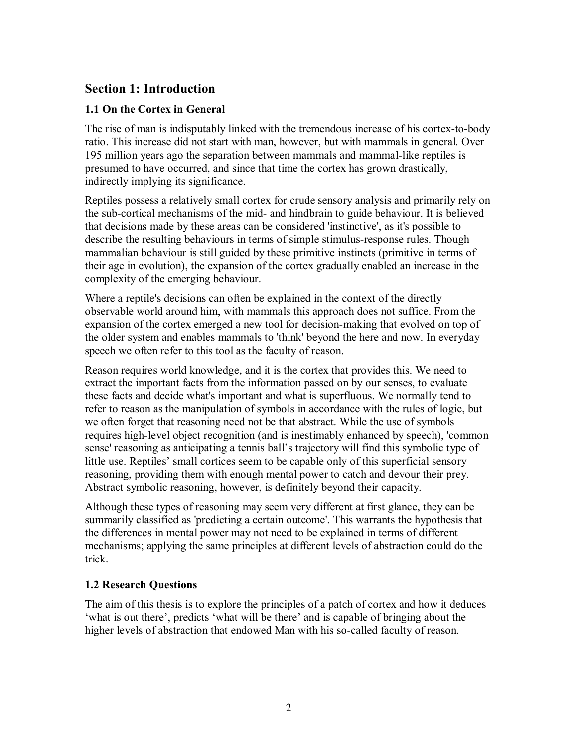## Section 1: Introduction

### 1.1 On the Cortex in General

The rise of man is indisputably linked with the tremendous increase of his cortex-to-body ratio. This increase did not start with man, however, but with mammals in general. Over 195 million years ago the separation between mammals and mammal-like reptiles is presumed to have occurred, and since that time the cortex has grown drastically, indirectly implying its significance.

Reptiles possess a relatively small cortex for crude sensory analysis and primarily rely on the sub-cortical mechanisms of the mid- and hindbrain to guide behaviour. It is believed that decisions made by these areas can be considered 'instinctive', as it's possible to describe the resulting behaviours in terms of simple stimulus-response rules. Though mammalian behaviour is still guided by these primitive instincts (primitive in terms of their age in evolution), the expansion of the cortex gradually enabled an increase in the complexity of the emerging behaviour.

Where a reptile's decisions can often be explained in the context of the directly observable world around him, with mammals this approach does not suffice. From the expansion of the cortex emerged a new tool for decision-making that evolved on top of the older system and enables mammals to 'think' beyond the here and now. In everyday speech we often refer to this tool as the faculty of reason.

Reason requires world knowledge, and it is the cortex that provides this. We need to extract the important facts from the information passed on by our senses, to evaluate these facts and decide what's important and what is superfluous. We normally tend to refer to reason as the manipulation of symbols in accordance with the rules of logic, but we often forget that reasoning need not be that abstract. While the use of symbols requires high-level object recognition (and is inestimably enhanced by speech), 'common sense' reasoning as anticipating a tennis ball's trajectory will find this symbolic type of little use. Reptiles' small cortices seem to be capable only of this superficial sensory reasoning, providing them with enough mental power to catch and devour their prey. Abstract symbolic reasoning, however, is definitely beyond their capacity.

Although these types of reasoning may seem very different at first glance, they can be summarily classified as 'predicting a certain outcome'. This warrants the hypothesis that the differences in mental power may not need to be explained in terms of different mechanisms; applying the same principles at different levels of abstraction could do the trick.

### 1.2 Research Questions

The aim of this thesis is to explore the principles of a patch of cortex and how it deduces 'what is out there', predicts 'what will be there' and is capable of bringing about the higher levels of abstraction that endowed Man with his so-called faculty of reason.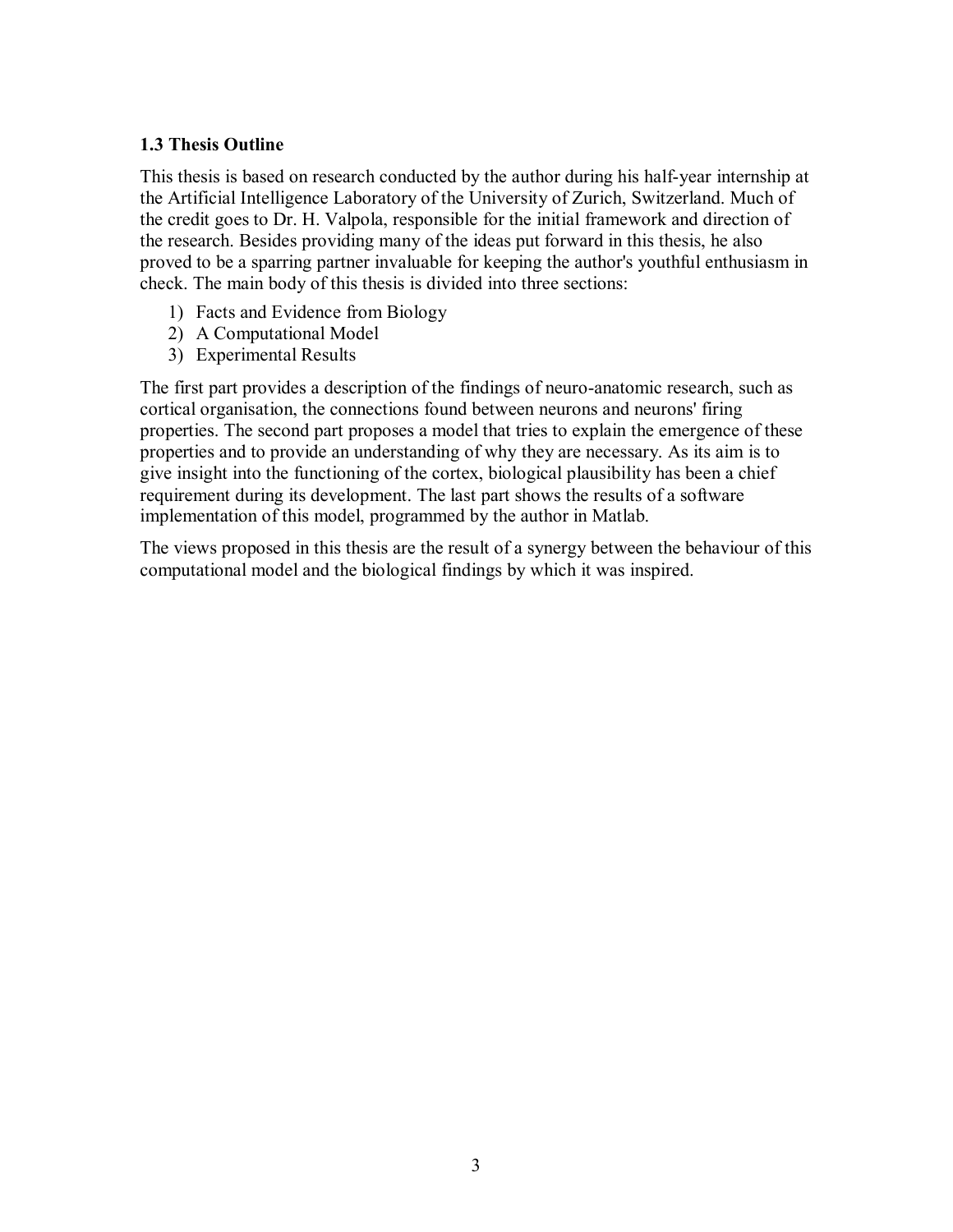### 1.3 Thesis Outline

This thesis is based on research conducted by the author during his half-year internship at the Artificial Intelligence Laboratory of the University of Zurich, Switzerland. Much of the credit goes to Dr. H. Valpola, responsible for the initial framework and direction of the research. Besides providing many of the ideas put forward in this thesis, he also proved to be a sparring partner invaluable for keeping the author's youthful enthusiasm in check. The main body of this thesis is divided into three sections:

1) Facts and Evidence from Biology
2) A Computational Model
3) Experimental Results

The first part provides a description of the findings of neuro-anatomic research, such as cortical organisation, the connections found between neurons and neurons' firing properties. The second part proposes a model that tries to explain the emergence of these properties and to provide an understanding of why they are necessary. As its aim is to give insight into the functioning of the cortex, biological plausibility has been a chief requirement during its development. The last part shows the results of a software implementation of this model, programmed by the author in Matlab.

The views proposed in this thesis are the result of a synergy between the behaviour of this computational model and the biological findings by which it was inspired.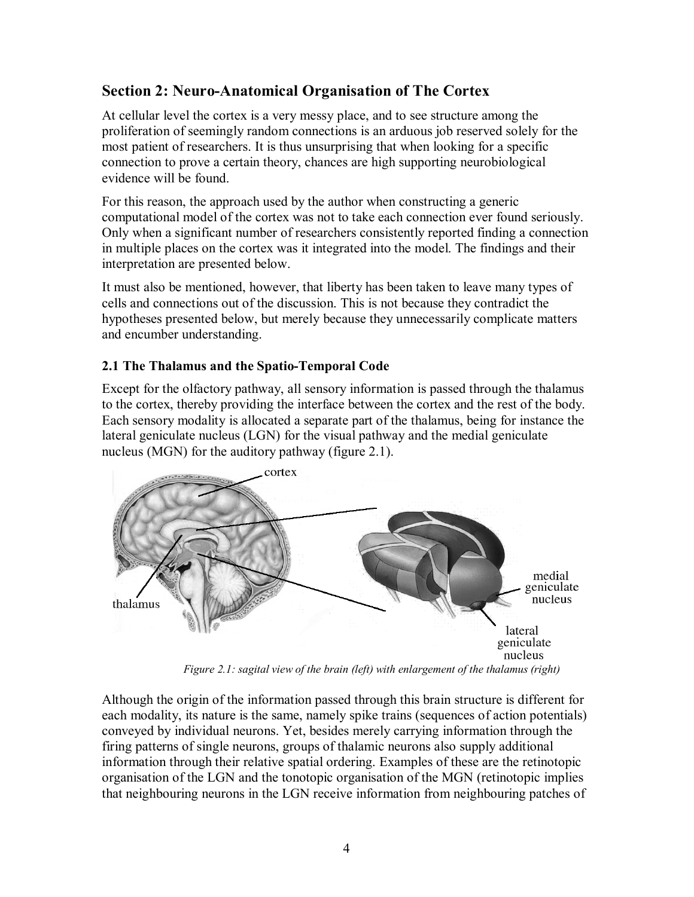## Section 2: Neuro-Anatomical Organisation of The Cortex

At cellular level the cortex is a very messy place, and to see structure among the proliferation of seemingly random connections is an arduous job reserved solely for the most patient of researchers. It is thus unsurprising that when looking for a specific connection to prove a certain theory, chances are high supporting neurobiological evidence will be found.

For this reason, the approach used by the author when constructing a generic computational model of the cortex was not to take each connection ever found seriously. Only when a significant number of researchers consistently reported finding a connection in multiple places on the cortex was it integrated into the model. The findings and their interpretation are presented below.

It must also be mentioned, however, that liberty has been taken to leave many types of cells and connections out of the discussion. This is not because they contradict the hypotheses presented below, but merely because they unnecessarily complicate matters and encumber understanding.

### 2.1 The Thalamus and the Spatio-Temporal Code

Except for the olfactory pathway, all sensory information is passed through the thalamus to the cortex, thereby providing the interface between the cortex and the rest of the body. Each sensory modality is allocated a separate part of the thalamus, being for instance the lateral geniculate nucleus (LGN) for the visual pathway and the medial geniculate nucleus (MGN) for the auditory pathway (figure 2.1).

cortex

thalamus

medial geniculate nucleus

lateral geniculate nucleus

*Figure 2.1: sagital view of the brain (left) with enlargement of the thalamus (right)*

Although the origin of the information passed through this brain structure is different for each modality, its nature is the same, namely spike trains (sequences of action potentials) conveyed by individual neurons. Yet, besides merely carrying information through the firing patterns of single neurons, groups of thalamic neurons also supply additional information through their relative spatial ordering. Examples of these are the retinotopic organisation of the LGN and the tonotopic organisation of the MGN (retinotopic implies that neighbouring neurons in the LGN receive information from neighbouring patches of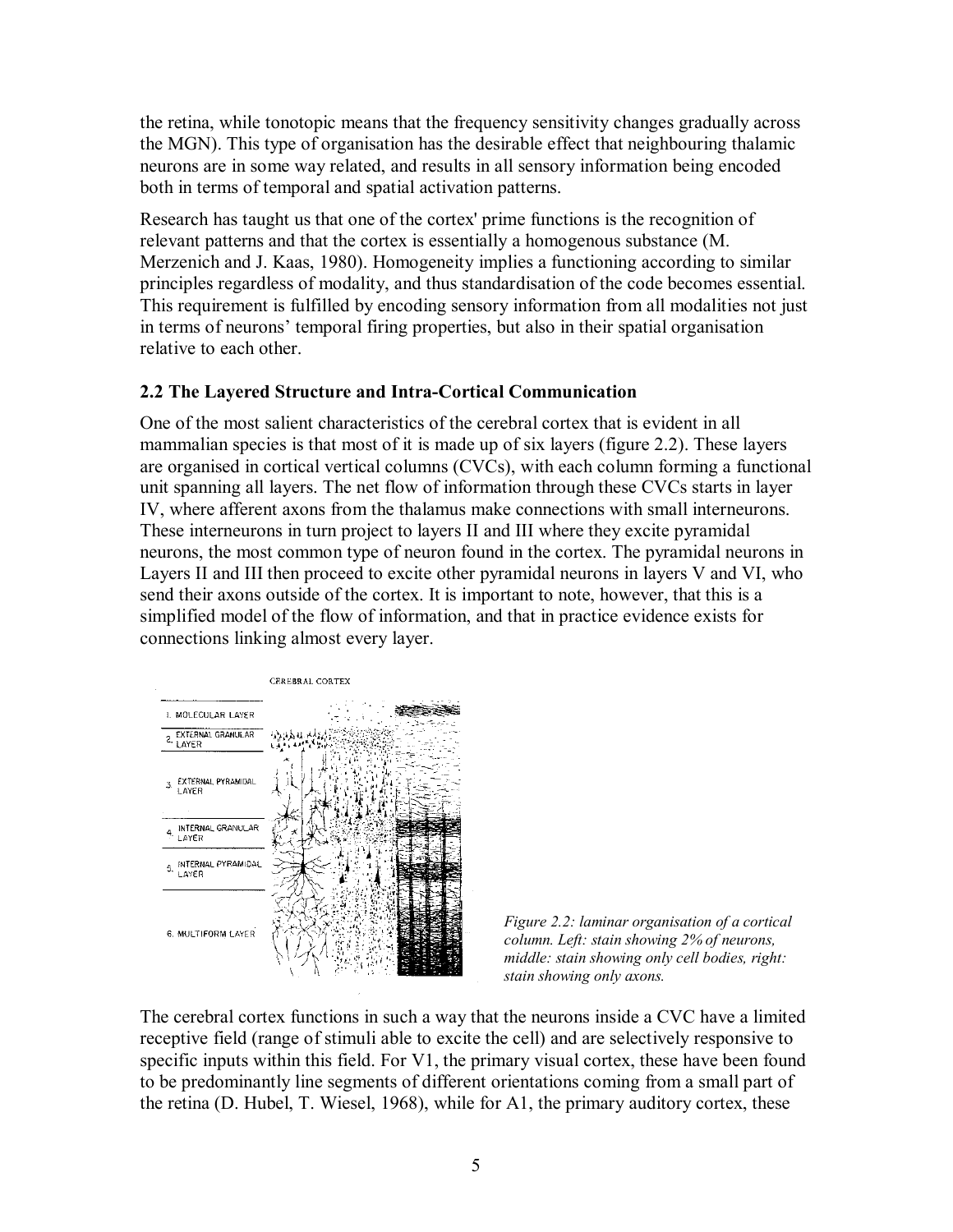the retina, while tonotopic means that the frequency sensitivity changes gradually across the MGN). This type of organisation has the desirable effect that neighbouring thalamic neurons are in some way related, and results in all sensory information being encoded both in terms of temporal and spatial activation patterns.

Research has taught us that one of the cortex' prime functions is the recognition of relevant patterns and that the cortex is essentially a homogenous substance (M. Merzenich and J. Kaas, 1980). Homogeneity implies a functioning according to similar principles regardless of modality, and thus standardisation of the code becomes essential. This requirement is fulfilled by encoding sensory information from all modalities not just in terms of neurons' temporal firing properties, but also in their spatial organisation relative to each other.

### 2.2 The Layered Structure and Intra-Cortical Communication

One of the most salient characteristics of the cerebral cortex that is evident in all mammalian species is that most of it is made up of six layers (figure 2.2). These layers are organised in cortical vertical columns (CVCs), with each column forming a functional unit spanning all layers. The net flow of information through these CVCs starts in layer IV, where afferent axons from the thalamus make connections with small interneurons. These interneurons in turn project to layers II and III where they excite pyramidal neurons, the most common type of neuron found in the cortex. The pyramidal neurons in Layers II and III then proceed to excite other pyramidal neurons in layers V and VI, who send their axons outside of the cortex. It is important to note, however, that this is a simplified model of the flow of information, and that in practice evidence exists for connections linking almost every layer.

CEREBRAL CORTEX

1. MOLECULAR LAYER
2. EXTERNAL GRANULAR LAYER
3. EXTERNAL PYRAMIDAL LAYER
4. INTERNAL GRANULAR LAYER
5. INTERNAL PYRAMIDAL LAYER
6. MULTIFORM LAYER

*Figure 2.2: laminar organisation of a cortical column. Left: stain showing 2% of neurons, middle: stain showing only cell bodies, right: stain showing only axons.*

The cerebral cortex functions in such a way that the neurons inside a CVC have a limited receptive field (range of stimuli able to excite the cell) and are selectively responsive to specific inputs within this field. For V1, the primary visual cortex, these have been found to be predominantly line segments of different orientations coming from a small part of the retina (D. Hubel, T. Wiesel, 1968), while for A1, the primary auditory cortex, these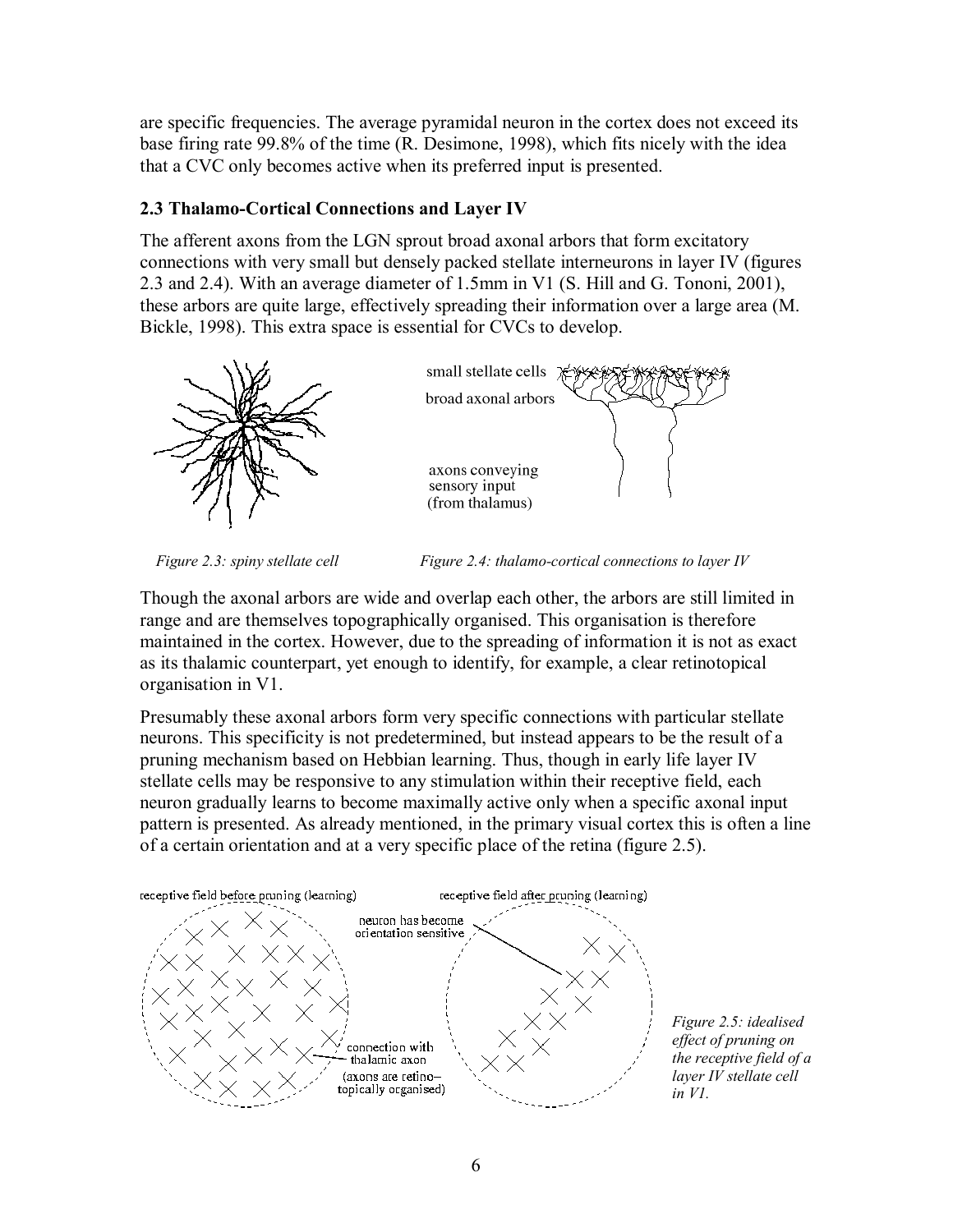are specific frequencies. The average pyramidal neuron in the cortex does not exceed its base firing rate 99.8% of the time (R. Desimone, 1998), which fits nicely with the idea that a CVC only becomes active when its preferred input is presented.

### 2.3 Thalamo-Cortical Connections and Layer IV

The afferent axons from the LGN sprout broad axonal arbors that form excitatory connections with very small but densely packed stellate interneurons in layer IV (figures 2.3 and 2.4). With an average diameter of 1.5mm in V1 (S. Hill and G. Tononi, 2001), these arbors are quite large, effectively spreading their information over a large area (M. Bickle, 1998). This extra space is essential for CVCs to develop.

small stellate cells

broad axonal arbors

axons conveying sensory input (from thalamus)

*Figure 2.3: spiny stellate cell*

*Figure 2.4: thalamo-cortical connections to layer IV*

Though the axonal arbors are wide and overlap each other, the arbors are still limited in range and are themselves topographically organised. This organisation is therefore maintained in the cortex. However, due to the spreading of information it is not as exact as its thalamic counterpart, yet enough to identify, for example, a clear retinotopical organisation in V1.

Presumably these axonal arbors form very specific connections with particular stellate neurons. This specificity is not predetermined, but instead appears to be the result of a pruning mechanism based on Hebbian learning. Thus, though in early life layer IV stellate cells may be responsive to any stimulation within their receptive field, each neuron gradually learns to become maximally active only when a specific axonal input pattern is presented. As already mentioned, in the primary visual cortex this is often a line of a certain orientation and at a very specific place of the retina (figure 2.5).

receptive field before pruning (learning)

receptive field after pruning (learning)

neuron has become orientation sensitive

connection with thalamic axon (axons are retino-topically organised)

*Figure 2.5: idealised effect of pruning on the receptive field of a layer IV stellate cell in V1.*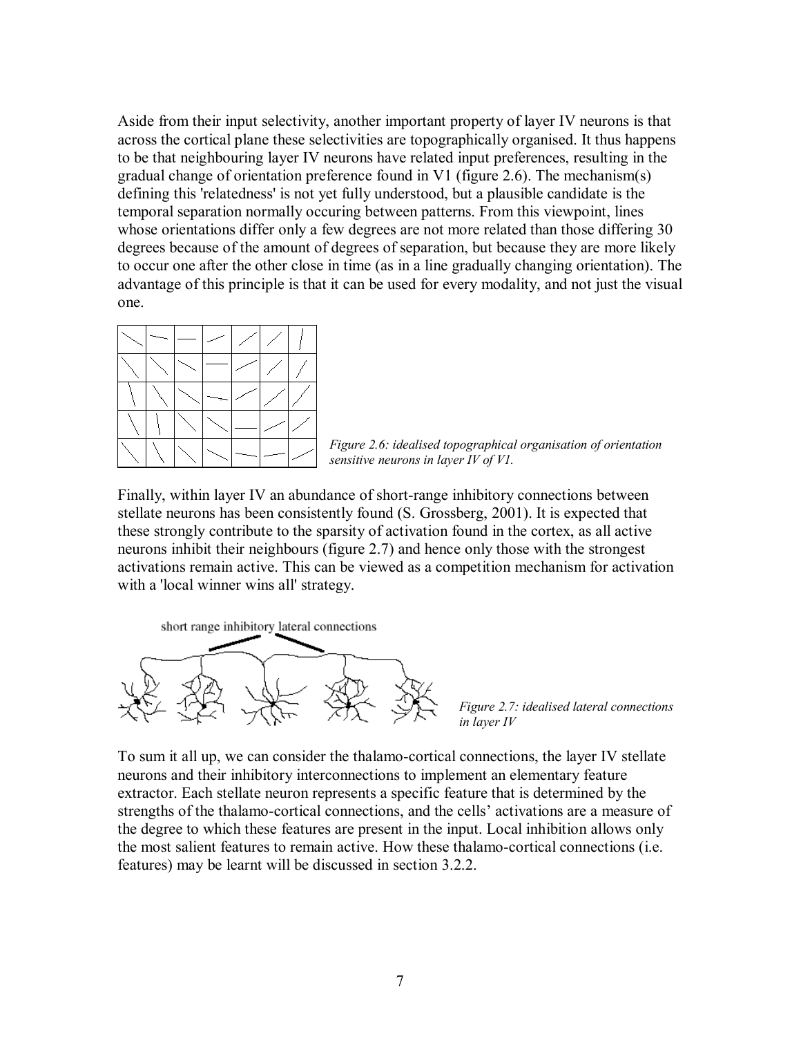Aside from their input selectivity, another important property of layer IV neurons is that across the cortical plane these selectivities are topographically organised. It thus happens to be that neighbouring layer IV neurons have related input preferences, resulting in the gradual change of orientation preference found in V1 (figure 2.6). The mechanism(s) defining this 'relatedness' is not yet fully understood, but a plausible candidate is the temporal separation normally occuring between patterns. From this viewpoint, lines whose orientations differ only a few degrees are not more related than those differing 30 degrees because of the amount of degrees of separation, but because they are more likely to occur one after the other close in time (as in a line gradually changing orientation). The advantage of this principle is that it can be used for every modality, and not just the visual one.

*Figure 2.6: idealised topographical organisation of orientation sensitive neurons in layer IV of V1.*

Finally, within layer IV an abundance of short-range inhibitory connections between stellate neurons has been consistently found (S. Grossberg, 2001). It is expected that these strongly contribute to the sparsity of activation found in the cortex, as all active neurons inhibit their neighbours (figure 2.7) and hence only those with the strongest activations remain active. This can be viewed as a competition mechanism for activation with a 'local winner wins all' strategy.

short range inhibitory lateral connections

*Figure 2.7: idealised lateral connections in layer IV*

To sum it all up, we can consider the thalamo-cortical connections, the layer IV stellate neurons and their inhibitory interconnections to implement an elementary feature extractor. Each stellate neuron represents a specific feature that is determined by the strengths of the thalamo-cortical connections, and the cells' activations are a measure of the degree to which these features are present in the input. Local inhibition allows only the most salient features to remain active. How these thalamo-cortical connections (i.e. features) may be learnt will be discussed in section 3.2.2.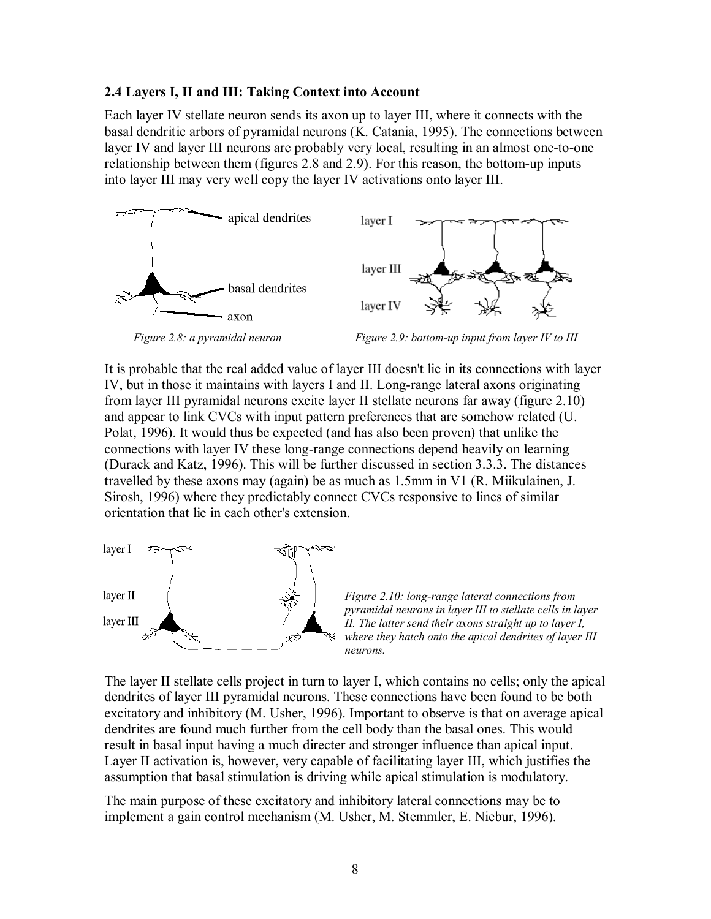### 2.4 Layers I, II and III: Taking Context into Account

Each layer IV stellate neuron sends its axon up to layer III, where it connects with the basal dendritic arbors of pyramidal neurons (K. Catania, 1995). The connections between layer IV and layer III neurons are probably very local, resulting in an almost one-to-one relationship between them (figures 2.8 and 2.9). For this reason, the bottom-up inputs into layer III may very well copy the layer IV activations onto layer III.

apical dendrites

basal dendrites

axon

*Figure 2.8: a pyramidal neuron*

layer I

layer III

layer IV

*Figure 2.9: bottom-up input from layer IV to III*

It is probable that the real added value of layer III doesn't lie in its connections with layer IV, but in those it maintains with layers I and II. Long-range lateral axons originating from layer III pyramidal neurons excite layer II stellate neurons far away (figure 2.10) and appear to link CVCs with input pattern preferences that are somehow related (U. Polat, 1996). It would thus be expected (and has also been proven) that unlike the connections with layer IV these long-range connections depend heavily on learning (Durack and Katz, 1996). This will be further discussed in section 3.3.3. The distances travelled by these axons may (again) be as much as 1.5mm in V1 (R. Miikulainen, J. Sirosh, 1996) where they predictably connect CVCs responsive to lines of similar orientation that lie in each other's extension.

layer I

layer II

layer III

*Figure 2.10: long-range lateral connections from pyramidal neurons in layer III to stellate cells in layer II. The latter send their axons straight up to layer I, where they hatch onto the apical dendrites of layer III neurons.*

The layer II stellate cells project in turn to layer I, which contains no cells; only the apical dendrites of layer III pyramidal neurons. These connections have been found to be both excitatory and inhibitory (M. Usher, 1996). Important to observe is that on average apical dendrites are found much further from the cell body than the basal ones. This would result in basal input having a much directer and stronger influence than apical input. Layer II activation is, however, very capable of facilitating layer III, which justifies the assumption that basal stimulation is driving while apical stimulation is modulatory.

The main purpose of these excitatory and inhibitory lateral connections may be to implement a gain control mechanism (M. Usher, M. Stemmler, E. Niebur, 1996).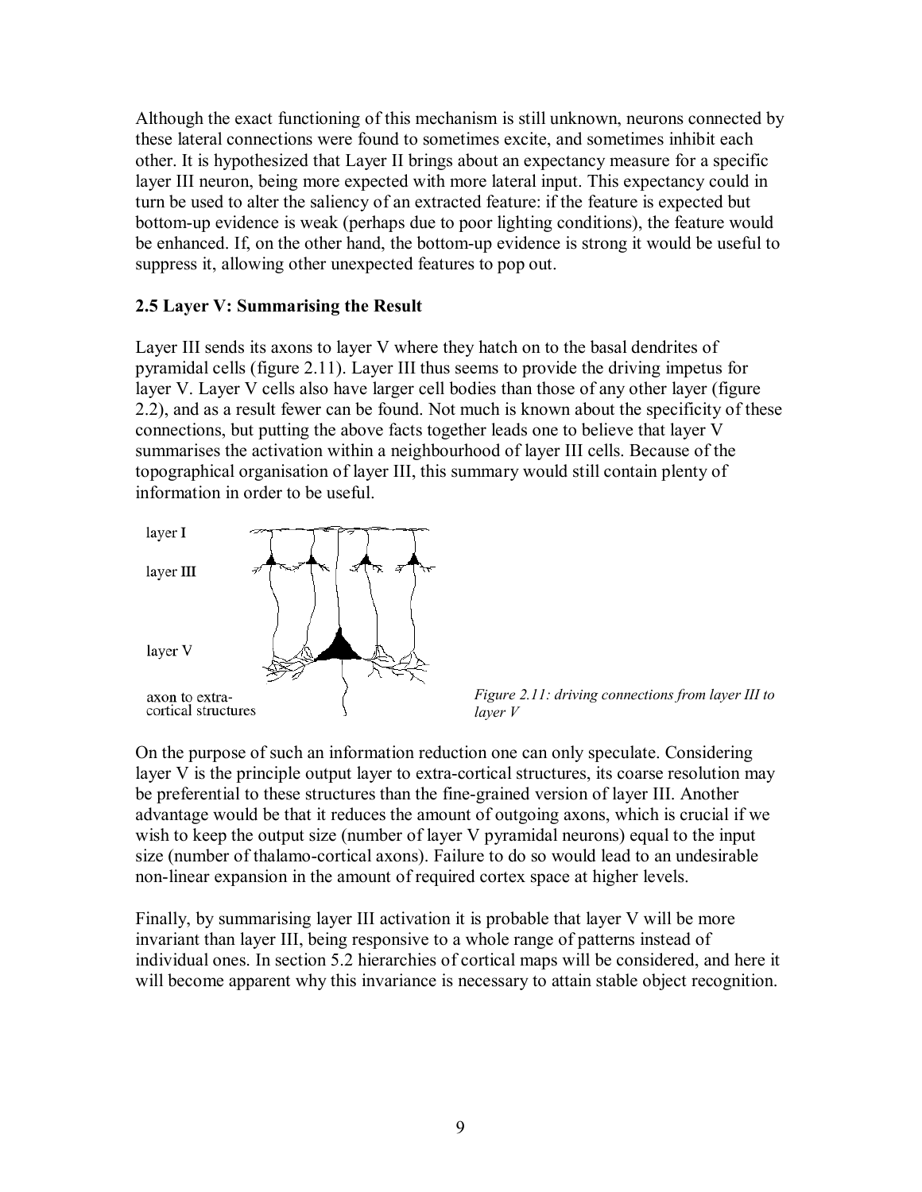Although the exact functioning of this mechanism is still unknown, neurons connected by these lateral connections were found to sometimes excite, and sometimes inhibit each other. It is hypothesized that Layer II brings about an expectancy measure for a specific layer III neuron, being more expected with more lateral input. This expectancy could in turn be used to alter the saliency of an extracted feature: if the feature is expected but bottom-up evidence is weak (perhaps due to poor lighting conditions), the feature would be enhanced. If, on the other hand, the bottom-up evidence is strong it would be useful to suppress it, allowing other unexpected features to pop out.

### 2.5 Layer V: Summarising the Result

Layer III sends its axons to layer V where they hatch on to the basal dendrites of pyramidal cells (figure 2.11). Layer III thus seems to provide the driving impetus for layer V. Layer V cells also have larger cell bodies than those of any other layer (figure 2.2), and as a result fewer can be found. Not much is known about the specificity of these connections, but putting the above facts together leads one to believe that layer V summarises the activation within a neighbourhood of layer III cells. Because of the topographical organisation of layer III, this summary would still contain plenty of information in order to be useful.

layer I

layer III

layer V

axon to extra-cortical structures

*Figure 2.11: driving connections from layer III to layer V*

On the purpose of such an information reduction one can only speculate. Considering layer V is the principle output layer to extra-cortical structures, its coarse resolution may be preferential to these structures than the fine-grained version of layer III. Another advantage would be that it reduces the amount of outgoing axons, which is crucial if we wish to keep the output size (number of layer V pyramidal neurons) equal to the input size (number of thalamo-cortical axons). Failure to do so would lead to an undesirable non-linear expansion in the amount of required cortex space at higher levels.

Finally, by summarising layer III activation it is probable that layer V will be more invariant than layer III, being responsive to a whole range of patterns instead of individual ones. In section 5.2 hierarchies of cortical maps will be considered, and here it will become apparent why this invariance is necessary to attain stable object recognition.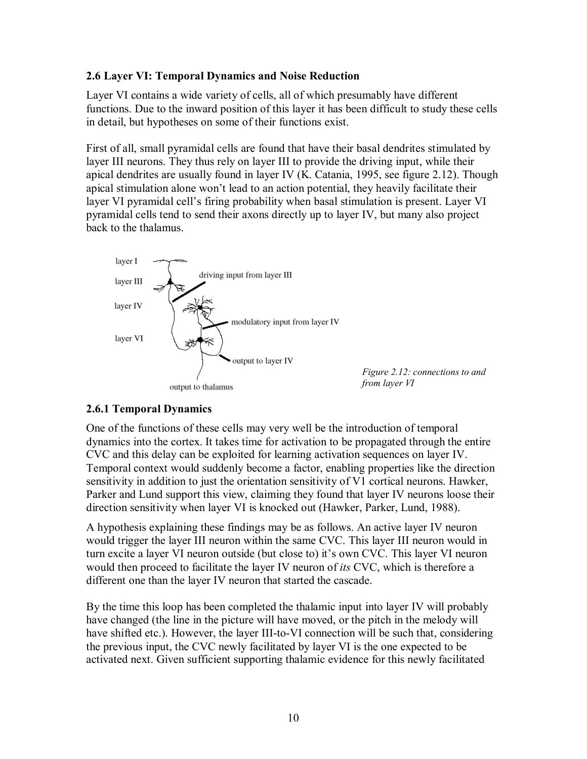### 2.6 Layer VI: Temporal Dynamics and Noise Reduction

Layer VI contains a wide variety of cells, all of which presumably have different functions. Due to the inward position of this layer it has been difficult to study these cells in detail, but hypotheses on some of their functions exist.

First of all, small pyramidal cells are found that have their basal dendrites stimulated by layer III neurons. They thus rely on layer III to provide the driving input, while their apical dendrites are usually found in layer IV (K. Catania, 1995, see figure 2.12). Though apical stimulation alone won't lead to an action potential, they heavily facilitate their layer VI pyramidal cell's firing probability when basal stimulation is present. Layer VI pyramidal cells tend to send their axons directly up to layer IV, but many also project back to the thalamus.

layer I
layer III
layer IV
layer VI
driving input from layer III
modulatory input from layer IV
output to layer IV
output to thalamus

*Figure 2.12: connections to and from layer VI*

### 2.6.1 Temporal Dynamics

One of the functions of these cells may very well be the introduction of temporal dynamics into the cortex. It takes time for activation to be propagated through the entire CVC and this delay can be exploited for learning activation sequences on layer IV. Temporal context would suddenly become a factor, enabling properties like the direction sensitivity in addition to just the orientation sensitivity of V1 cortical neurons. Hawker, Parker and Lund support this view, claiming they found that layer IV neurons loose their direction sensitivity when layer VI is knocked out (Hawker, Parker, Lund, 1988).

A hypothesis explaining these findings may be as follows. An active layer IV neuron would trigger the layer III neuron within the same CVC. This layer III neuron would in turn excite a layer VI neuron outside (but close to) it's own CVC. This layer VI neuron would then proceed to facilitate the layer IV neuron of *its* CVC, which is therefore a different one than the layer IV neuron that started the cascade.

By the time this loop has been completed the thalamic input into layer IV will probably have changed (the line in the picture will have moved, or the pitch in the melody will have shifted etc.). However, the layer III-to-VI connection will be such that, considering the previous input, the CVC newly facilitated by layer VI is the one expected to be activated next. Given sufficient supporting thalamic evidence for this newly facilitated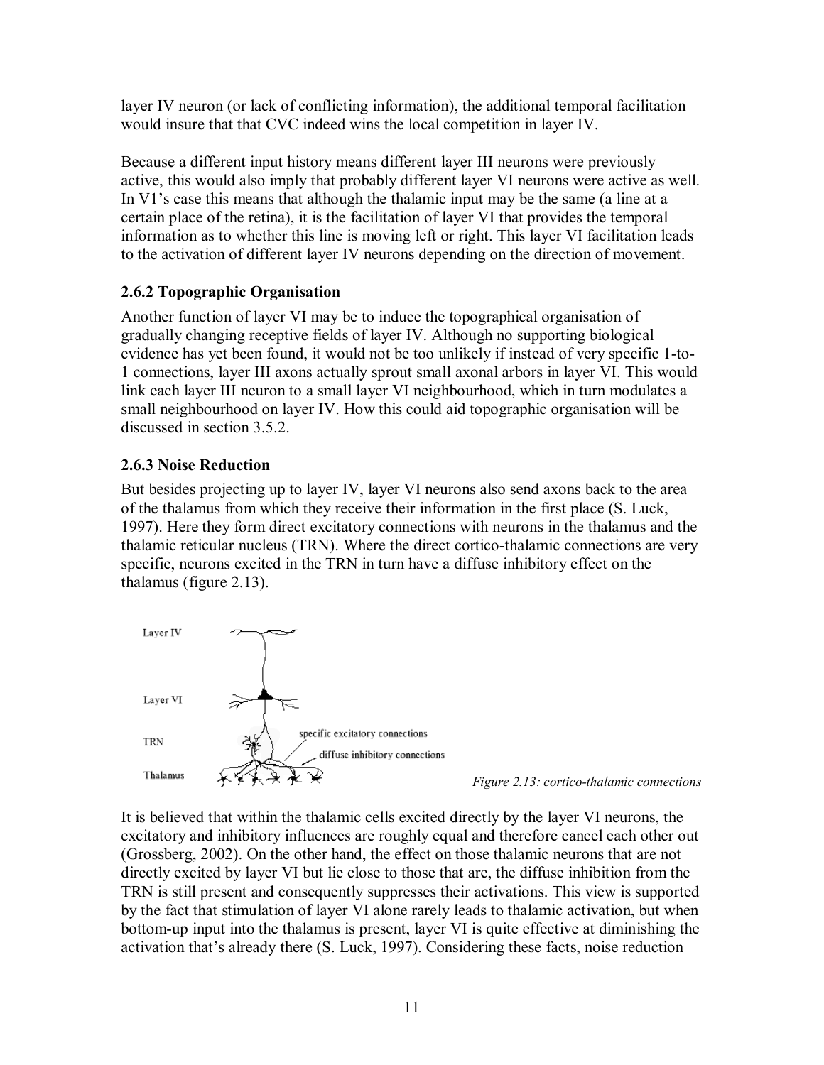layer IV neuron (or lack of conflicting information), the additional temporal facilitation would insure that that CVC indeed wins the local competition in layer IV.

Because a different input history means different layer III neurons were previously active, this would also imply that probably different layer VI neurons were active as well. In V1's case this means that although the thalamic input may be the same (a line at a certain place of the retina), it is the facilitation of layer VI that provides the temporal information as to whether this line is moving left or right. This layer VI facilitation leads to the activation of different layer IV neurons depending on the direction of movement.

### 2.6.2 Topographic Organisation

Another function of layer VI may be to induce the topographical organisation of gradually changing receptive fields of layer IV. Although no supporting biological evidence has yet been found, it would not be too unlikely if instead of very specific 1-to-1 connections, layer III axons actually sprout small axonal arbors in layer VI. This would link each layer III neuron to a small layer VI neighbourhood, which in turn modulates a small neighbourhood on layer IV. How this could aid topographic organisation will be discussed in section 3.5.2.

### 2.6.3 Noise Reduction

But besides projecting up to layer IV, layer VI neurons also send axons back to the area of the thalamus from which they receive their information in the first place (S. Luck, 1997). Here they form direct excitatory connections with neurons in the thalamus and the thalamic reticular nucleus (TRN). Where the direct cortico-thalamic connections are very specific, neurons excited in the TRN in turn have a diffuse inhibitory effect on the thalamus (figure 2.13).

Layer IV

Layer VI

TRN

Thalamus

specific excitatory connections

diffuse inhibitory connections

*Figure 2.13: cortico-thalamic connections*

It is believed that within the thalamic cells excited directly by the layer VI neurons, the excitatory and inhibitory influences are roughly equal and therefore cancel each other out (Grossberg, 2002). On the other hand, the effect on those thalamic neurons that are not directly excited by layer VI but lie close to those that are, the diffuse inhibition from the TRN is still present and consequently suppresses their activations. This view is supported by the fact that stimulation of layer VI alone rarely leads to thalamic activation, but when bottom-up input into the thalamus is present, layer VI is quite effective at diminishing the activation that's already there (S. Luck, 1997). Considering these facts, noise reduction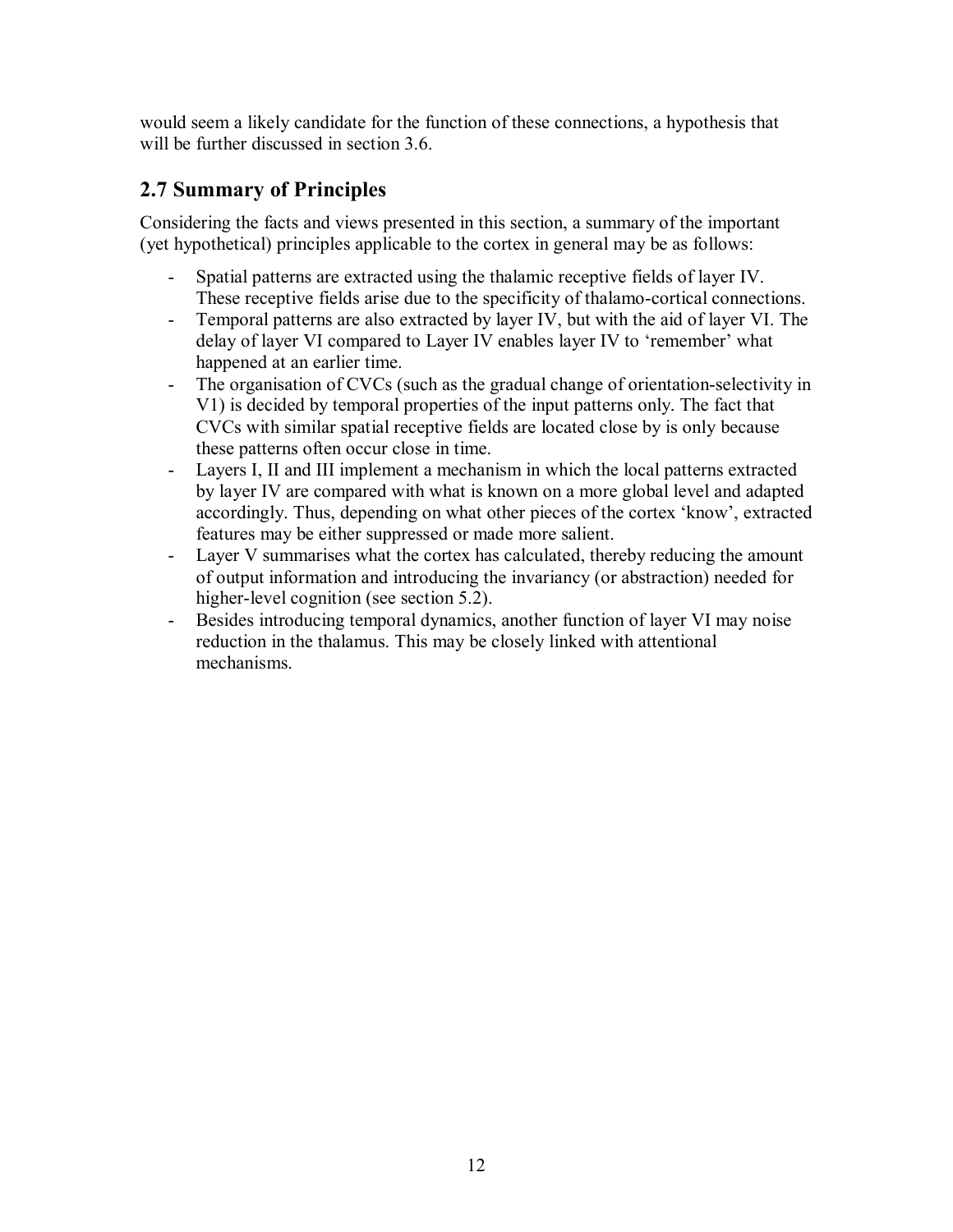would seem a likely candidate for the function of these connections, a hypothesis that will be further discussed in section 3.6.

## 2.7 Summary of Principles

Considering the facts and views presented in this section, a summary of the important (yet hypothetical) principles applicable to the cortex in general may be as follows:

- Spatial patterns are extracted using the thalamic receptive fields of layer IV. These receptive fields arise due to the specificity of thalamo-cortical connections.
- Temporal patterns are also extracted by layer IV, but with the aid of layer VI. The delay of layer VI compared to Layer IV enables layer IV to 'remember' what happened at an earlier time.
- The organisation of CVCs (such as the gradual change of orientation-selectivity in V1) is decided by temporal properties of the input patterns only. The fact that CVCs with similar spatial receptive fields are located close by is only because these patterns often occur close in time.
- Layers I, II and III implement a mechanism in which the local patterns extracted by layer IV are compared with what is known on a more global level and adapted accordingly. Thus, depending on what other pieces of the cortex 'know', extracted features may be either suppressed or made more salient.
- Layer V summarises what the cortex has calculated, thereby reducing the amount of output information and introducing the invariancy (or abstraction) needed for higher-level cognition (see section 5.2).
- Besides introducing temporal dynamics, another function of layer VI may noise reduction in the thalamus. This may be closely linked with attentional mechanisms.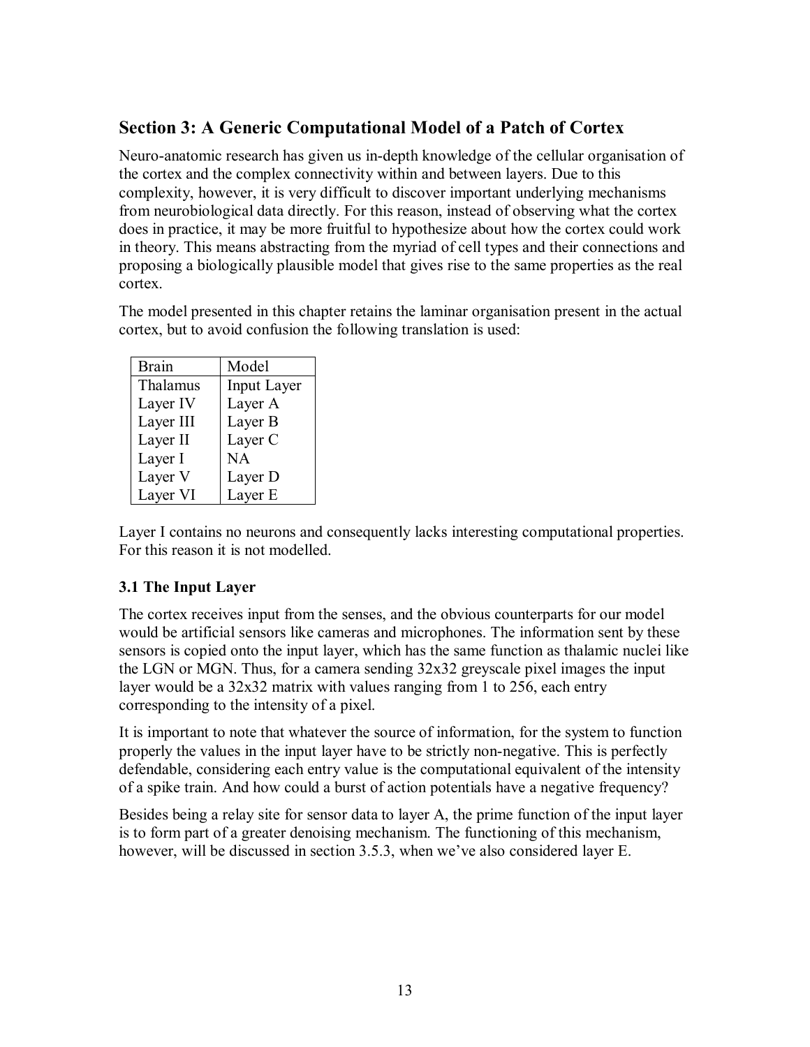## Section 3: A Generic Computational Model of a Patch of Cortex

Neuro-anatomic research has given us in-depth knowledge of the cellular organisation of the cortex and the complex connectivity within and between layers. Due to this complexity, however, it is very difficult to discover important underlying mechanisms from neurobiological data directly. For this reason, instead of observing what the cortex does in practice, it may be more fruitful to hypothesize about how the cortex could work in theory. This means abstracting from the myriad of cell types and their connections and proposing a biologically plausible model that gives rise to the same properties as the real cortex.

The model presented in this chapter retains the laminar organisation present in the actual cortex, but to avoid confusion the following translation is used:

| Brain | Model |
|---|---|
| Thalamus | Input Layer |
| Layer IV | Layer A |
| Layer III | Layer B |
| Layer II | Layer C |
| Layer I | NA |
| Layer V | Layer D |
| Layer VI | Layer E |

Layer I contains no neurons and consequently lacks interesting computational properties. For this reason it is not modelled.

### 3.1 The Input Layer

The cortex receives input from the senses, and the obvious counterparts for our model would be artificial sensors like cameras and microphones. The information sent by these sensors is copied onto the input layer, which has the same function as thalamic nuclei like the LGN or MGN. Thus, for a camera sending 32x32 greyscale pixel images the input layer would be a 32x32 matrix with values ranging from 1 to 256, each entry corresponding to the intensity of a pixel.

It is important to note that whatever the source of information, for the system to function properly the values in the input layer have to be strictly non-negative. This is perfectly defendable, considering each entry value is the computational equivalent of the intensity of a spike train. And how could a burst of action potentials have a negative frequency?

Besides being a relay site for sensor data to layer A, the prime function of the input layer is to form part of a greater denoising mechanism. The functioning of this mechanism, however, will be discussed in section 3.5.3, when we've also considered layer E.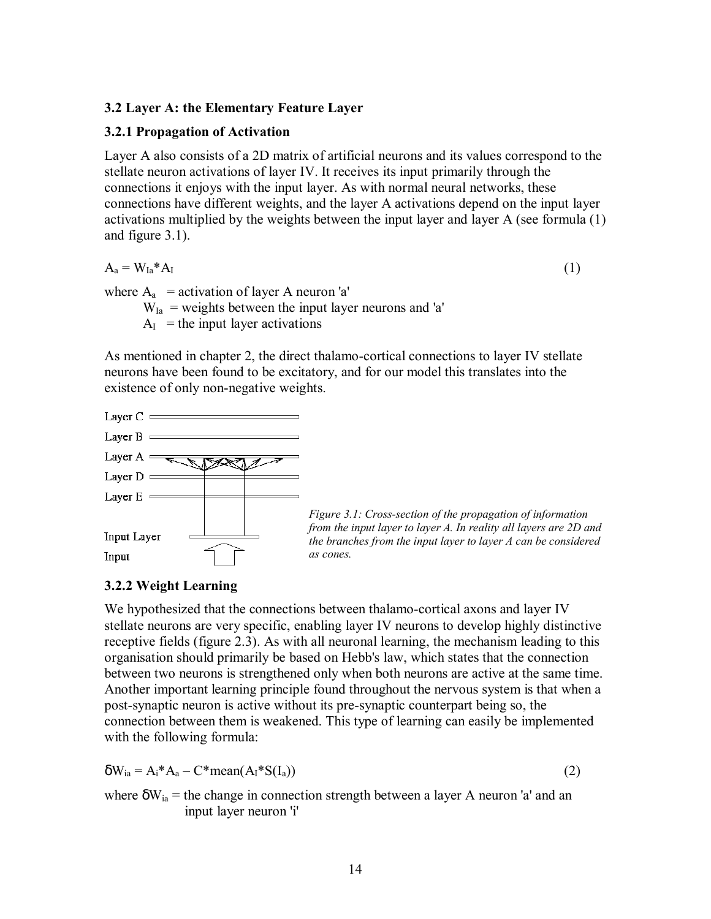### 3.2 Layer A: the Elementary Feature Layer

#### 3.2.1 Propagation of Activation

Layer A also consists of a 2D matrix of artificial neurons and its values correspond to the stellate neuron activations of layer IV. It receives its input primarily through the connections it enjoys with the input layer. As with normal neural networks, these connections have different weights, and the layer A activations depend on the input layer activations multiplied by the weights between the input layer and layer A (see formula (1) and figure 3.1).

$$A_a = W_{Ia} * A_I \tag{1}$$

where $A_a$ = activation of layer A neuron 'a'
$W_{Ia}$ = weights between the input layer neurons and 'a'
$A_I$ = the input layer activations

As mentioned in chapter 2, the direct thalamo-cortical connections to layer IV stellate neurons have been found to be excitatory, and for our model this translates into the existence of only non-negative weights.

Layer C
Layer B
Layer A
Layer D
Layer E
Input Layer
Input

*Figure 3.1: Cross-section of the propagation of information from the input layer to layer A. In reality all layers are 2D and the branches from the input layer to layer A can be considered as cones.*

#### 3.2.2 Weight Learning

We hypothesized that the connections between thalamo-cortical axons and layer IV stellate neurons are very specific, enabling layer IV neurons to develop highly distinctive receptive fields (figure 2.3). As with all neuronal learning, the mechanism leading to this organisation should primarily be based on Hebb's law, which states that the connection between two neurons is strengthened only when both neurons are active at the same time. Another important learning principle found throughout the nervous system is that when a post-synaptic neuron is active without its pre-synaptic counterpart being so, the connection between them is weakened. This type of learning can easily be implemented with the following formula:

$$\delta W_{ia} = A_i * A_a - C * \text{mean}(A_I * S(I_a)) \tag{2}$$

where $\delta W_{ia}$ = the change in connection strength between a layer A neuron 'a' and an input layer neuron 'i'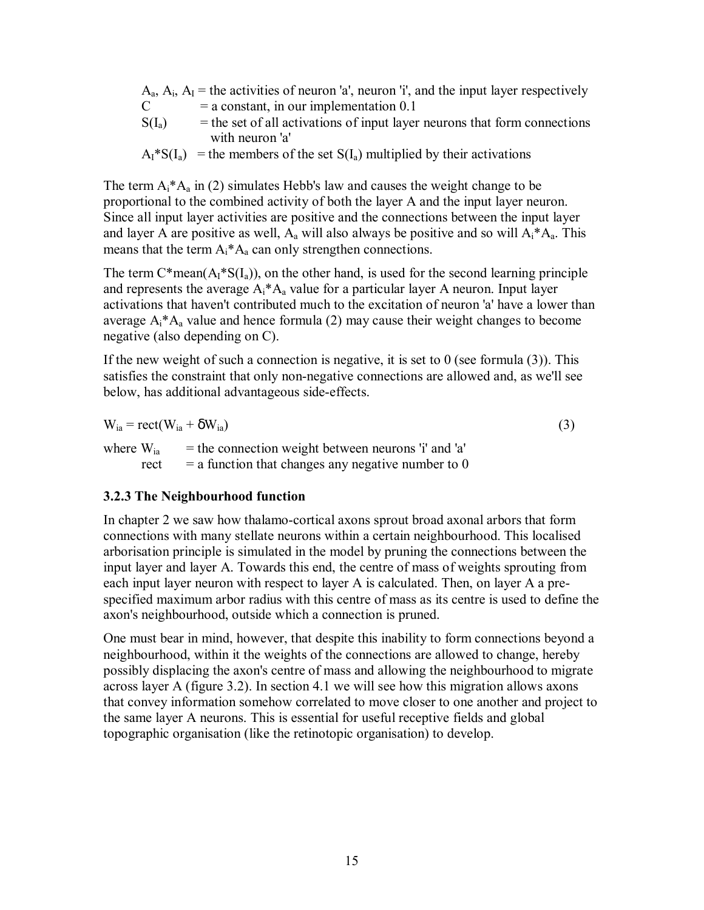$A_a$, $A_i$, $A_I$ = the activities of neuron 'a', neuron 'i', and the input layer respectively
C = a constant, in our implementation 0.1
$S(I_a)$ = the set of all activations of input layer neurons that form connections with neuron 'a'
$A_I$*$S(I_a)$ = the members of the set $S(I_a)$ multiplied by their activations

The term $A_i$*$A_a$ in (2) simulates Hebb's law and causes the weight change to be proportional to the combined activity of both the layer A and the input layer neuron. Since all input layer activities are positive and the connections between the input layer and layer A are positive as well, $A_a$ will also always be positive and so will $A_i$*$A_a$. This means that the term $A_i$*$A_a$ can only strengthen connections.

The term C*mean($A_I$*$S(I_a)$), on the other hand, is used for the second learning principle and represents the average $A_i$*$A_a$ value for a particular layer A neuron. Input layer activations that haven't contributed much to the excitation of neuron 'a' have a lower than average $A_i$*$A_a$ value and hence formula (2) may cause their weight changes to become negative (also depending on C).

If the new weight of such a connection is negative, it is set to 0 (see formula (3)). This satisfies the constraint that only non-negative connections are allowed and, as we'll see below, has additional advantageous side-effects.

$$W_{ia} = \text{rect}(W_{ia} + \delta W_{ia}) \qquad (3)$$

where $W_{ia}$ = the connection weight between neurons 'i' and 'a'
rect = a function that changes any negative number to 0

### 3.2.3 The Neighbourhood function

In chapter 2 we saw how thalamo-cortical axons sprout broad axonal arbors that form connections with many stellate neurons within a certain neighbourhood. This localised arborisation principle is simulated in the model by pruning the connections between the input layer and layer A. Towards this end, the centre of mass of weights sprouting from each input layer neuron with respect to layer A is calculated. Then, on layer A a pre-specified maximum arbor radius with this centre of mass as its centre is used to define the axon's neighbourhood, outside which a connection is pruned.

One must bear in mind, however, that despite this inability to form connections beyond a neighbourhood, within it the weights of the connections are allowed to change, hereby possibly displacing the axon's centre of mass and allowing the neighbourhood to migrate across layer A (figure 3.2). In section 4.1 we will see how this migration allows axons that convey information somehow correlated to move closer to one another and project to the same layer A neurons. This is essential for useful receptive fields and global topographic organisation (like the retinotopic organisation) to develop.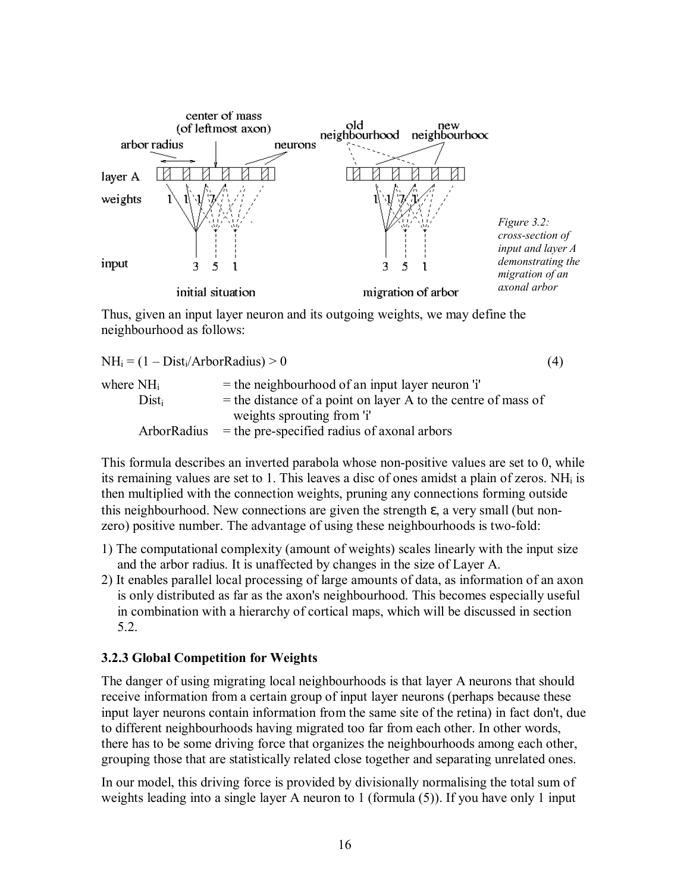Figure 3.2: cross-section of input and layer A demonstrating the migration of an axonal arbor

Thus, given an input layer neuron and its outgoing weights, we may define the neighbourhood as follows:

$$NH_i = (1 - Dist_i/ArborRadius) > 0 \qquad (4)$$

where $NH_i$ = the neighbourhood of an input layer neuron 'i'
$Dist_i$ = the distance of a point on layer A to the centre of mass of weights sprouting from 'i'
ArborRadius = the pre-specified radius of axonal arbors

This formula describes an inverted parabola whose non-positive values are set to 0, while its remaining values are set to 1. This leaves a disc of ones amidst a plain of zeros. $NH_i$ is then multiplied with the connection weights, pruning any connections forming outside this neighbourhood. New connections are given the strength $\varepsilon$, a very small (but non-zero) positive number. The advantage of using these neighbourhoods is two-fold:

1) The computational complexity (amount of weights) scales linearly with the input size and the arbor radius. It is unaffected by changes in the size of Layer A.
2) It enables parallel local processing of large amounts of data, as information of an axon is only distributed as far as the axon's neighbourhood. This becomes especially useful in combination with a hierarchy of cortical maps, which will be discussed in section 5.2.

### 3.2.3 Global Competition for Weights

The danger of using migrating local neighbourhoods is that layer A neurons that should receive information from a certain group of input layer neurons (perhaps because these input layer neurons contain information from the same site of the retina) in fact don't, due to different neighbourhoods having migrated too far from each other. In other words, there has to be some driving force that organizes the neighbourhoods among each other, grouping those that are statistically related close together and separating unrelated ones.

In our model, this driving force is provided by divisionally normalising the total sum of weights leading into a single layer A neuron to 1 (formula (5)). If you have only 1 input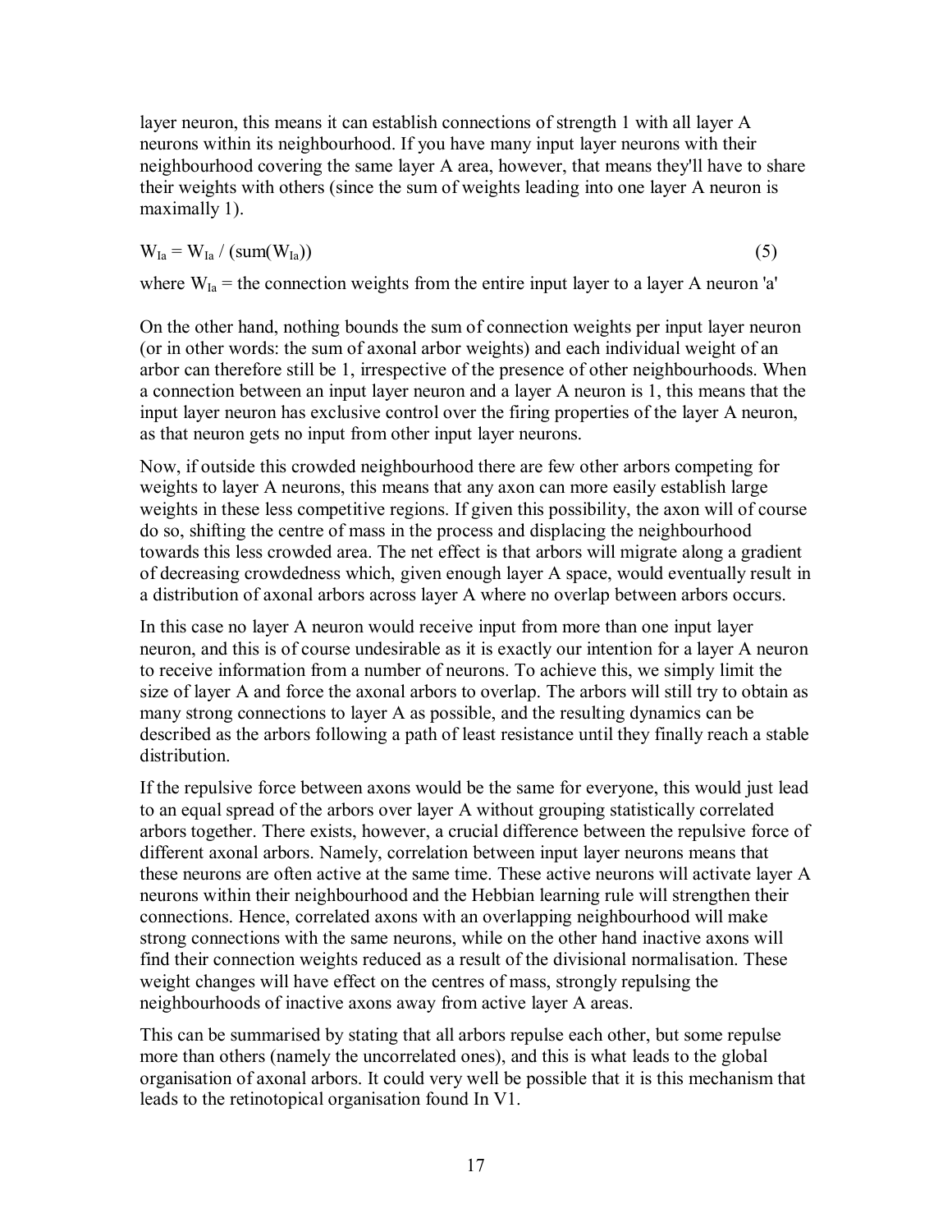layer neuron, this means it can establish connections of strength 1 with all layer A neurons within its neighbourhood. If you have many input layer neurons with their neighbourhood covering the same layer A area, however, that means they'll have to share their weights with others (since the sum of weights leading into one layer A neuron is maximally 1).

$$W_{Ia} = W_{Ia} / (\mathrm{sum}(W_{Ia})) \tag{5}$$

where $W_{Ia}$ = the connection weights from the entire input layer to a layer A neuron 'a'

On the other hand, nothing bounds the sum of connection weights per input layer neuron (or in other words: the sum of axonal arbor weights) and each individual weight of an arbor can therefore still be 1, irrespective of the presence of other neighbourhoods. When a connection between an input layer neuron and a layer A neuron is 1, this means that the input layer neuron has exclusive control over the firing properties of the layer A neuron, as that neuron gets no input from other input layer neurons.

Now, if outside this crowded neighbourhood there are few other arbors competing for weights to layer A neurons, this means that any axon can more easily establish large weights in these less competitive regions. If given this possibility, the axon will of course do so, shifting the centre of mass in the process and displacing the neighbourhood towards this less crowded area. The net effect is that arbors will migrate along a gradient of decreasing crowdedness which, given enough layer A space, would eventually result in a distribution of axonal arbors across layer A where no overlap between arbors occurs.

In this case no layer A neuron would receive input from more than one input layer neuron, and this is of course undesirable as it is exactly our intention for a layer A neuron to receive information from a number of neurons. To achieve this, we simply limit the size of layer A and force the axonal arbors to overlap. The arbors will still try to obtain as many strong connections to layer A as possible, and the resulting dynamics can be described as the arbors following a path of least resistance until they finally reach a stable distribution.

If the repulsive force between axons would be the same for everyone, this would just lead to an equal spread of the arbors over layer A without grouping statistically correlated arbors together. There exists, however, a crucial difference between the repulsive force of different axonal arbors. Namely, correlation between input layer neurons means that these neurons are often active at the same time. These active neurons will activate layer A neurons within their neighbourhood and the Hebbian learning rule will strengthen their connections. Hence, correlated axons with an overlapping neighbourhood will make strong connections with the same neurons, while on the other hand inactive axons will find their connection weights reduced as a result of the divisional normalisation. These weight changes will have effect on the centres of mass, strongly repulsing the neighbourhoods of inactive axons away from active layer A areas.

This can be summarised by stating that all arbors repulse each other, but some repulse more than others (namely the uncorrelated ones), and this is what leads to the global organisation of axonal arbors. It could very well be possible that it is this mechanism that leads to the retinotopical organisation found In V1.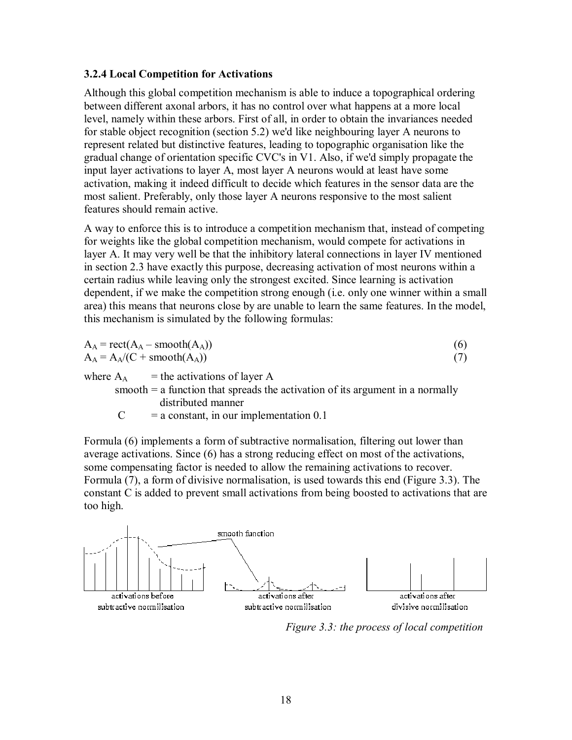### 3.2.4 Local Competition for Activations

Although this global competition mechanism is able to induce a topographical ordering between different axonal arbors, it has no control over what happens at a more local level, namely within these arbors. First of all, in order to obtain the invariances needed for stable object recognition (section 5.2) we'd like neighbouring layer A neurons to represent related but distinctive features, leading to topographic organisation like the gradual change of orientation specific CVC's in V1. Also, if we'd simply propagate the input layer activations to layer A, most layer A neurons would at least have some activation, making it indeed difficult to decide which features in the sensor data are the most salient. Preferably, only those layer A neurons responsive to the most salient features should remain active.

A way to enforce this is to introduce a competition mechanism that, instead of competing for weights like the global competition mechanism, would compete for activations in layer A. It may very well be that the inhibitory lateral connections in layer IV mentioned in section 2.3 have exactly this purpose, decreasing activation of most neurons within a certain radius while leaving only the strongest excited. Since learning is activation dependent, if we make the competition strong enough (i.e. only one winner within a small area) this means that neurons close by are unable to learn the same features. In the model, this mechanism is simulated by the following formulas:

$$A_A = \text{rect}(A_A - \text{smooth}(A_A)) \quad (6)$$

$$A_A = A_A/(C + \text{smooth}(A_A)) \quad (7)$$

where $A_A$ = the activations of layer A
smooth = a function that spreads the activation of its argument in a normally distributed manner
$C$ = a constant, in our implementation 0.1

Formula (6) implements a form of subtractive normalisation, filtering out lower than average activations. Since (6) has a strong reducing effect on most of the activations, some compensating factor is needed to allow the remaining activations to recover. Formula (7), a form of divisive normalisation, is used towards this end (Figure 3.3). The constant C is added to prevent small activations from being boosted to activations that are too high.

smooth function

activations before subtractive normalisation

activations after subtractive normalisation

activations after divisive normalisation

*Figure 3.3: the process of local competition*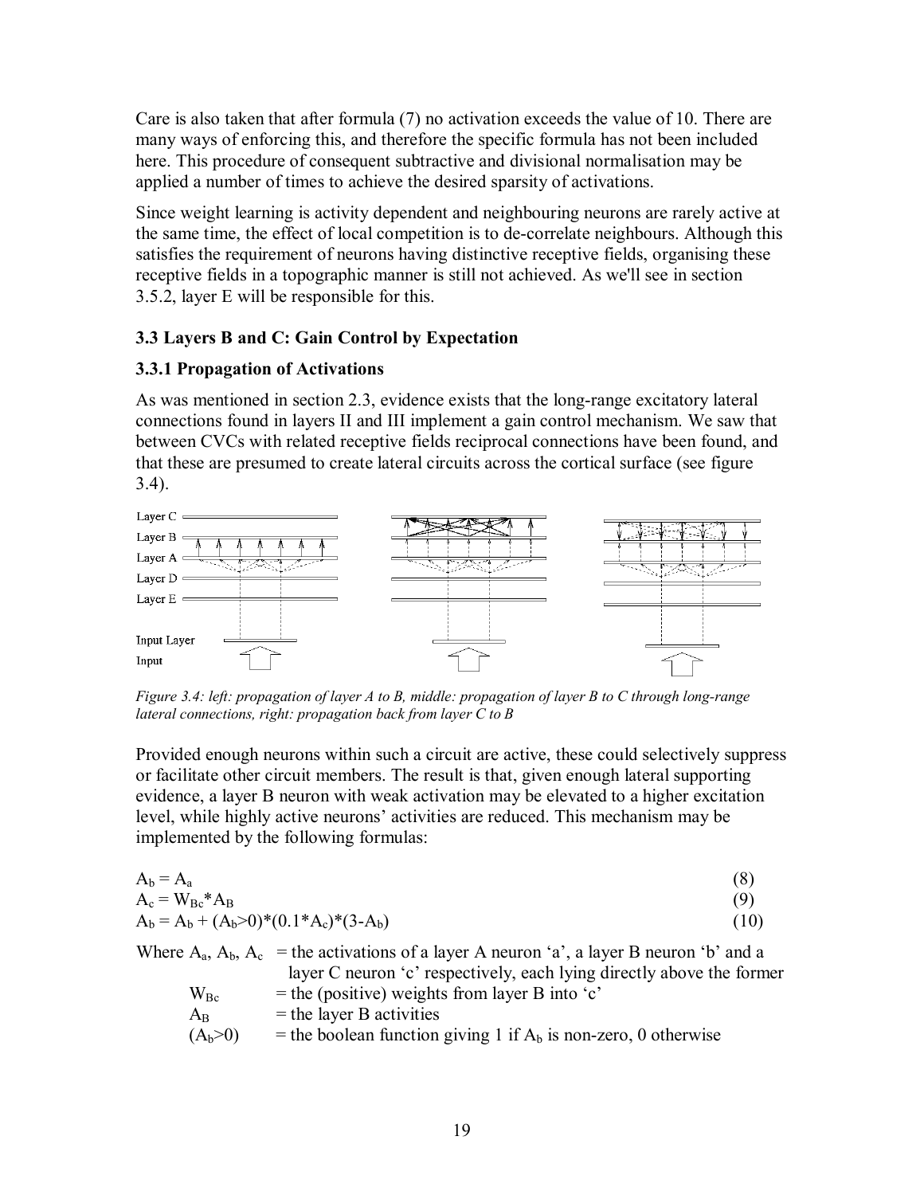Care is also taken that after formula (7) no activation exceeds the value of 10. There are many ways of enforcing this, and therefore the specific formula has not been included here. This procedure of consequent subtractive and divisional normalisation may be applied a number of times to achieve the desired sparsity of activations.

Since weight learning is activity dependent and neighbouring neurons are rarely active at the same time, the effect of local competition is to de-correlate neighbours. Although this satisfies the requirement of neurons having distinctive receptive fields, organising these receptive fields in a topographic manner is still not achieved. As we'll see in section 3.5.2, layer E will be responsible for this.

### 3.3 Layers B and C: Gain Control by Expectation

### 3.3.1 Propagation of Activations

As was mentioned in section 2.3, evidence exists that the long-range excitatory lateral connections found in layers II and III implement a gain control mechanism. We saw that between CVCs with related receptive fields reciprocal connections have been found, and that these are presumed to create lateral circuits across the cortical surface (see figure 3.4).

Layer C
Layer B
Layer A
Layer D
Layer E
Input Layer
Input

*Figure 3.4: left: propagation of layer A to B, middle: propagation of layer B to C through long-range lateral connections, right: propagation back from layer C to B*

Provided enough neurons within such a circuit are active, these could selectively suppress or facilitate other circuit members. The result is that, given enough lateral supporting evidence, a layer B neuron with weak activation may be elevated to a higher excitation level, while highly active neurons' activities are reduced. This mechanism may be implemented by the following formulas:

$$A_b = A_a \quad (8)$$

$$A_c = W_{Bc} * A_B \quad (9)$$

$$A_b = A_b + (A_b > 0) * (0.1 * A_c) * (3 - A_b) \quad (10)$$

Where $A_a$, $A_b$, $A_c$ = the activations of a layer A neuron 'a', a layer B neuron 'b' and a layer C neuron 'c' respectively, each lying directly above the former

$W_{Bc}$ = the (positive) weights from layer B into 'c'

$A_B$ = the layer B activities

$(A_b>0)$ = the boolean function giving 1 if $A_b$ is non-zero, 0 otherwise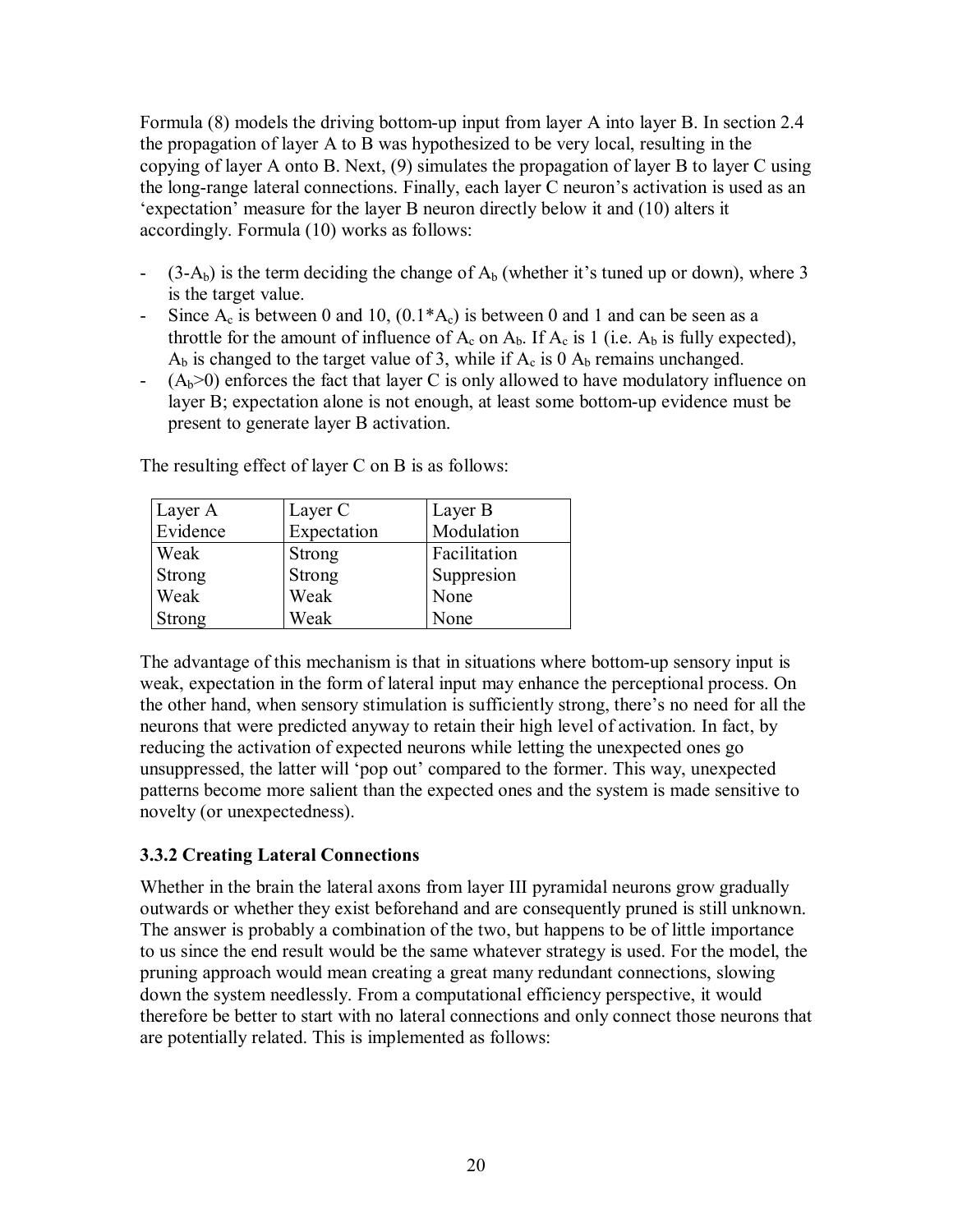Formula (8) models the driving bottom-up input from layer A into layer B. In section 2.4 the propagation of layer A to B was hypothesized to be very local, resulting in the copying of layer A onto B. Next, (9) simulates the propagation of layer B to layer C using the long-range lateral connections. Finally, each layer C neuron's activation is used as an 'expectation' measure for the layer B neuron directly below it and (10) alters it accordingly. Formula (10) works as follows:

- $(3\text{-}A_b)$ is the term deciding the change of $A_b$ (whether it's tuned up or down), where 3 is the target value.
- Since $A_c$ is between 0 and 10, $(0.1{*}A_c)$ is between 0 and 1 and can be seen as a throttle for the amount of influence of $A_c$ on $A_b$. If $A_c$ is 1 (i.e. $A_b$ is fully expected), $A_b$ is changed to the target value of 3, while if $A_c$ is 0 $A_b$ remains unchanged.
- $(A_b{>}0)$ enforces the fact that layer C is only allowed to have modulatory influence on layer B; expectation alone is not enough, at least some bottom-up evidence must be present to generate layer B activation.

The resulting effect of layer C on B is as follows:

| Layer A Evidence | Layer C Expectation | Layer B Modulation |
|---|---|---|
| Weak | Strong | Facilitation |
| Strong | Strong | Suppresion |
| Weak | Weak | None |
| Strong | Weak | None |

The advantage of this mechanism is that in situations where bottom-up sensory input is weak, expectation in the form of lateral input may enhance the perceptional process. On the other hand, when sensory stimulation is sufficiently strong, there's no need for all the neurons that were predicted anyway to retain their high level of activation. In fact, by reducing the activation of expected neurons while letting the unexpected ones go unsuppressed, the latter will 'pop out' compared to the former. This way, unexpected patterns become more salient than the expected ones and the system is made sensitive to novelty (or unexpectedness).

### 3.3.2 Creating Lateral Connections

Whether in the brain the lateral axons from layer III pyramidal neurons grow gradually outwards or whether they exist beforehand and are consequently pruned is still unknown. The answer is probably a combination of the two, but happens to be of little importance to us since the end result would be the same whatever strategy is used. For the model, the pruning approach would mean creating a great many redundant connections, slowing down the system needlessly. From a computational efficiency perspective, it would therefore be better to start with no lateral connections and only connect those neurons that are potentially related. This is implemented as follows: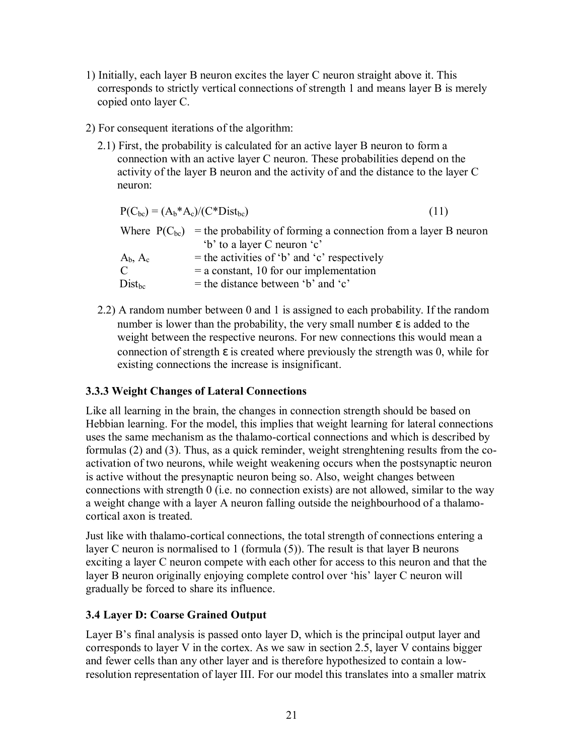1) Initially, each layer B neuron excites the layer C neuron straight above it. This corresponds to strictly vertical connections of strength 1 and means layer B is merely copied onto layer C.

2) For consequent iterations of the algorithm:

   2.1) First, the probability is calculated for an active layer B neuron to form a connection with an active layer C neuron. These probabilities depend on the activity of the layer B neuron and the activity of and the distance to the layer C neuron:

   $$P(C_{bc}) = (A_b * A_c)/(C * Dist_{bc}) \qquad (11)$$

   Where $P(C_{bc})$ = the probability of forming a connection from a layer B neuron 'b' to a layer C neuron 'c'
   $A_b$, $A_c$ = the activities of 'b' and 'c' respectively
   $C$ = a constant, 10 for our implementation
   $Dist_{bc}$ = the distance between 'b' and 'c'

   2.2) A random number between 0 and 1 is assigned to each probability. If the random number is lower than the probability, the very small number $\varepsilon$ is added to the weight between the respective neurons. For new connections this would mean a connection of strength $\varepsilon$ is created where previously the strength was 0, while for existing connections the increase is insignificant.

### 3.3.3 Weight Changes of Lateral Connections

Like all learning in the brain, the changes in connection strength should be based on Hebbian learning. For the model, this implies that weight learning for lateral connections uses the same mechanism as the thalamo-cortical connections and which is described by formulas (2) and (3). Thus, as a quick reminder, weight strenghtening results from the co-activation of two neurons, while weight weakening occurs when the postsynaptic neuron is active without the presynaptic neuron being so. Also, weight changes between connections with strength 0 (i.e. no connection exists) are not allowed, similar to the way a weight change with a layer A neuron falling outside the neighbourhood of a thalamo-cortical axon is treated.

Just like with thalamo-cortical connections, the total strength of connections entering a layer C neuron is normalised to 1 (formula (5)). The result is that layer B neurons exciting a layer C neuron compete with each other for access to this neuron and that the layer B neuron originally enjoying complete control over 'his' layer C neuron will gradually be forced to share its influence.

### 3.4 Layer D: Coarse Grained Output

Layer B's final analysis is passed onto layer D, which is the principal output layer and corresponds to layer V in the cortex. As we saw in section 2.5, layer V contains bigger and fewer cells than any other layer and is therefore hypothesized to contain a low-resolution representation of layer III. For our model this translates into a smaller matrix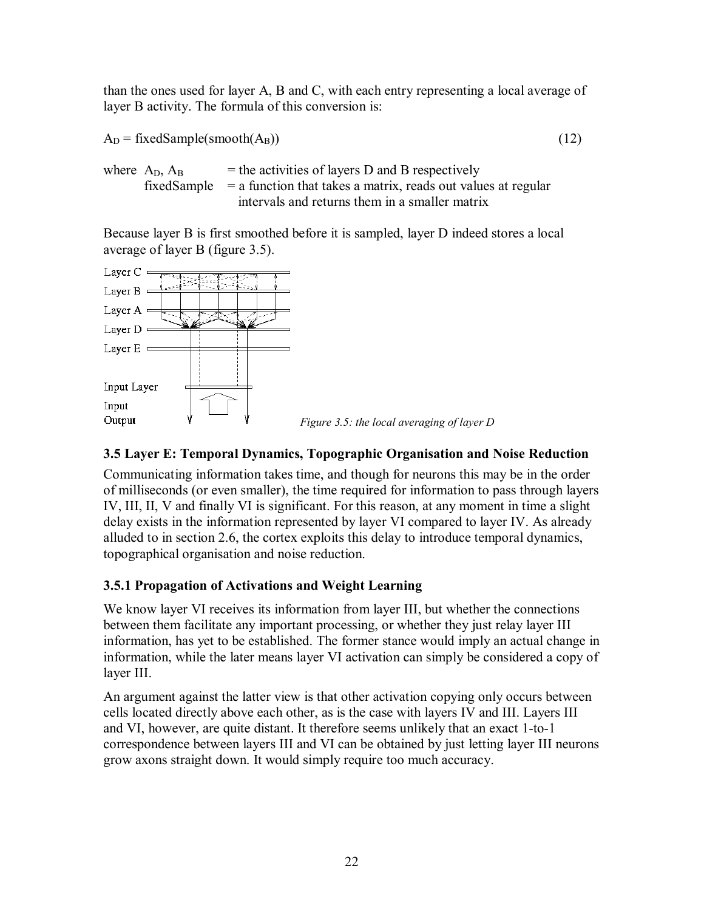than the ones used for layer A, B and C, with each entry representing a local average of layer B activity. The formula of this conversion is:

$$A_D = \text{fixedSample}(\text{smooth}(A_B)) \tag{12}$$

where $A_D$, $A_B$ = the activities of layers D and B respectively
fixedSample = a function that takes a matrix, reads out values at regular intervals and returns them in a smaller matrix

Because layer B is first smoothed before it is sampled, layer D indeed stores a local average of layer B (figure 3.5).

Layer C
Layer B
Layer A
Layer D
Layer E
Input Layer
Input
Output

*Figure 3.5: the local averaging of layer D*

### 3.5 Layer E: Temporal Dynamics, Topographic Organisation and Noise Reduction

Communicating information takes time, and though for neurons this may be in the order of milliseconds (or even smaller), the time required for information to pass through layers IV, III, II, V and finally VI is significant. For this reason, at any moment in time a slight delay exists in the information represented by layer VI compared to layer IV. As already alluded to in section 2.6, the cortex exploits this delay to introduce temporal dynamics, topographical organisation and noise reduction.

#### 3.5.1 Propagation of Activations and Weight Learning

We know layer VI receives its information from layer III, but whether the connections between them facilitate any important processing, or whether they just relay layer III information, has yet to be established. The former stance would imply an actual change in information, while the later means layer VI activation can simply be considered a copy of layer III.

An argument against the latter view is that other activation copying only occurs between cells located directly above each other, as is the case with layers IV and III. Layers III and VI, however, are quite distant. It therefore seems unlikely that an exact 1-to-1 correspondence between layers III and VI can be obtained by just letting layer III neurons grow axons straight down. It would simply require too much accuracy.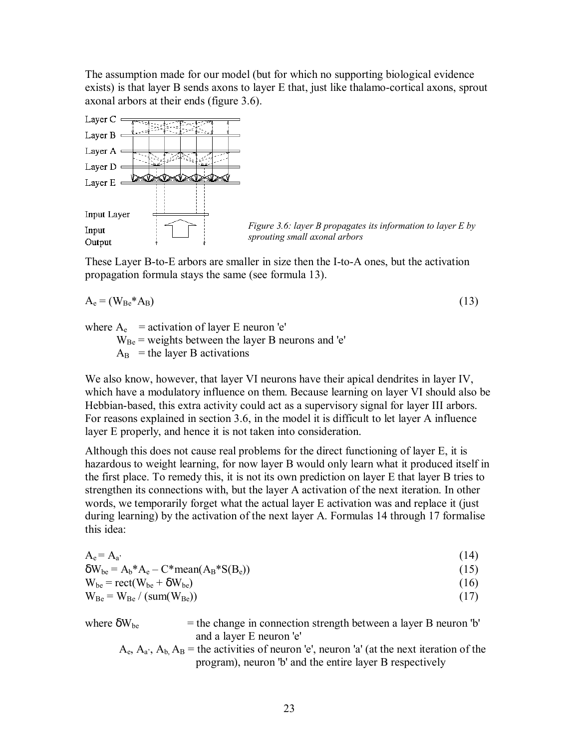The assumption made for our model (but for which no supporting biological evidence exists) is that layer B sends axons to layer E that, just like thalamo-cortical axons, sprout axonal arbors at their ends (figure 3.6).

*Figure 3.6: layer B propagates its information to layer E by sprouting small axonal arbors*

These Layer B-to-E arbors are smaller in size then the I-to-A ones, but the activation propagation formula stays the same (see formula 13).

$$A_e = (W_{Be} * A_B) \tag{13}$$

where $A_e$ = activation of layer E neuron 'e'
$W_{Be}$ = weights between the layer B neurons and 'e'
$A_B$ = the layer B activations

We also know, however, that layer VI neurons have their apical dendrites in layer IV, which have a modulatory influence on them. Because learning on layer VI should also be Hebbian-based, this extra activity could act as a supervisory signal for layer III arbors. For reasons explained in section 3.6, in the model it is difficult to let layer A influence layer E properly, and hence it is not taken into consideration.

Although this does not cause real problems for the direct functioning of layer E, it is hazardous to weight learning, for now layer B would only learn what it produced itself in the first place. To remedy this, it is not its own prediction on layer E that layer B tries to strengthen its connections with, but the layer A activation of the next iteration. In other words, we temporarily forget what the actual layer E activation was and replace it (just during learning) by the activation of the next layer A. Formulas 14 through 17 formalise this idea:

$$A_e = A_{a'} \tag{14}$$

$$\delta W_{be} = A_b * A_e - C * \text{mean}(A_B * S(B_e)) \tag{15}$$

$$W_{be} = \text{rect}(W_{be} + \delta W_{be}) \tag{16}$$

$$W_{Be} = W_{Be} / (\text{sum}(W_{Be})) \tag{17}$$

where $\delta W_{be}$ = the change in connection strength between a layer B neuron 'b' and a layer E neuron 'e'
$A_e$, $A_{a'}$, $A_b$, $A_B$ = the activities of neuron 'e', neuron 'a' (at the next iteration of the program), neuron 'b' and the entire layer B respectively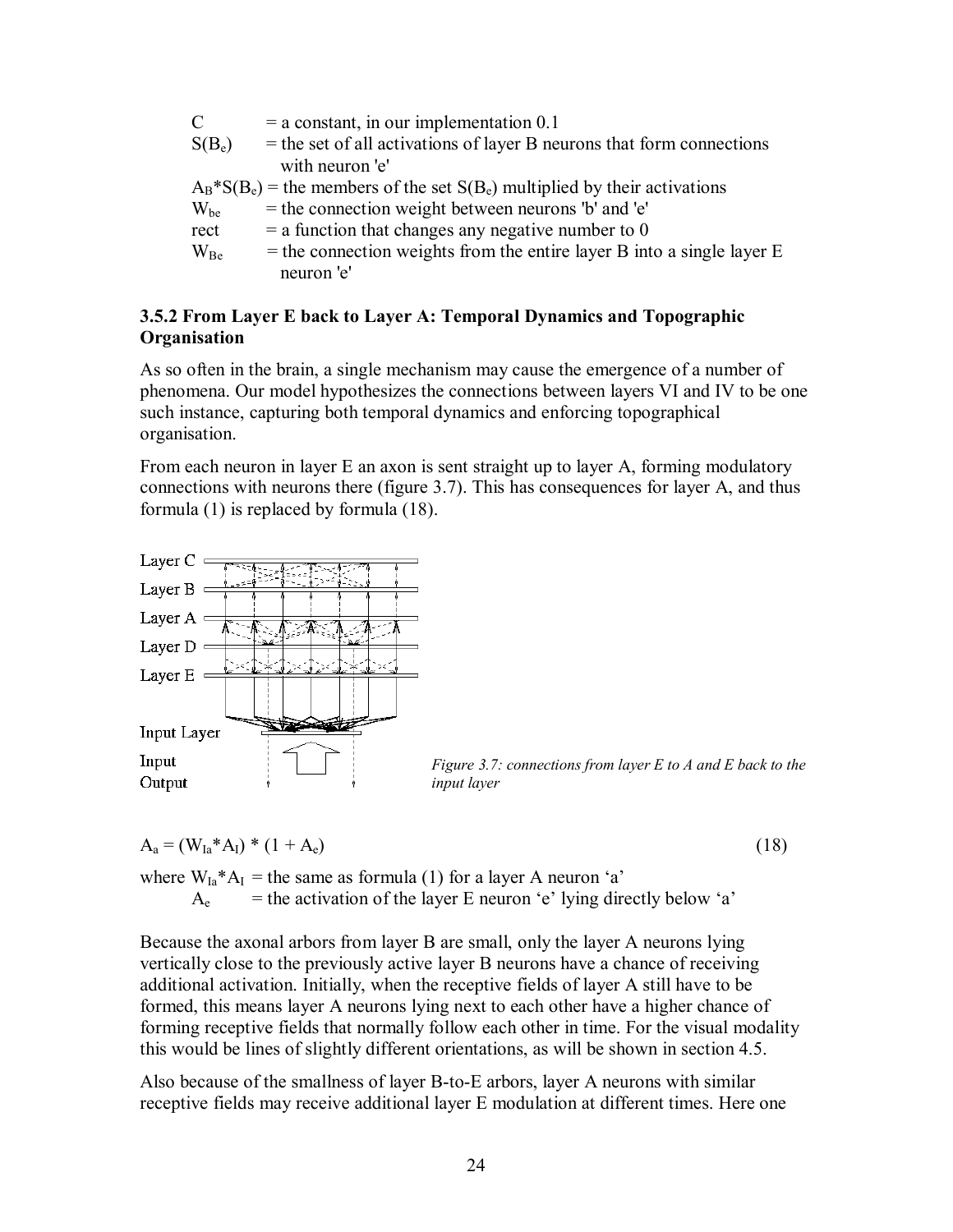| | | |
|---|---|---|
| $C$ | = a constant, in our implementation 0.1 |
| $S(B_e)$ | = the set of all activations of layer B neurons that form connections with neuron 'e' |
| $A_B*S(B_e)$ | = the members of the set $S(B_e)$ multiplied by their activations |
| $W_{be}$ | = the connection weight between neurons 'b' and 'e' |
| rect | = a function that changes any negative number to 0 |
| $W_{Be}$ | = the connection weights from the entire layer B into a single layer E neuron 'e' |

### 3.5.2 From Layer E back to Layer A: Temporal Dynamics and Topographic Organisation

As so often in the brain, a single mechanism may cause the emergence of a number of phenomena. Our model hypothesizes the connections between layers VI and IV to be one such instance, capturing both temporal dynamics and enforcing topographical organisation.

From each neuron in layer E an axon is sent straight up to layer A, forming modulatory connections with neurons there (figure 3.7). This has consequences for layer A, and thus formula (1) is replaced by formula (18).

Layer C
Layer B
Layer A
Layer D
Layer E
Input Layer
Input
Output

*Figure 3.7: connections from layer E to A and E back to the input layer*

$$A_a = (W_{Ia}*A_I) * (1 + A_e) \qquad (18)$$

where $W_{Ia}*A_I$ = the same as formula (1) for a layer A neuron 'a'
$A_e$ = the activation of the layer E neuron 'e' lying directly below 'a'

Because the axonal arbors from layer B are small, only the layer A neurons lying vertically close to the previously active layer B neurons have a chance of receiving additional activation. Initially, when the receptive fields of layer A still have to be formed, this means layer A neurons lying next to each other have a higher chance of forming receptive fields that normally follow each other in time. For the visual modality this would be lines of slightly different orientations, as will be shown in section 4.5.

Also because of the smallness of layer B-to-E arbors, layer A neurons with similar receptive fields may receive additional layer E modulation at different times. Here one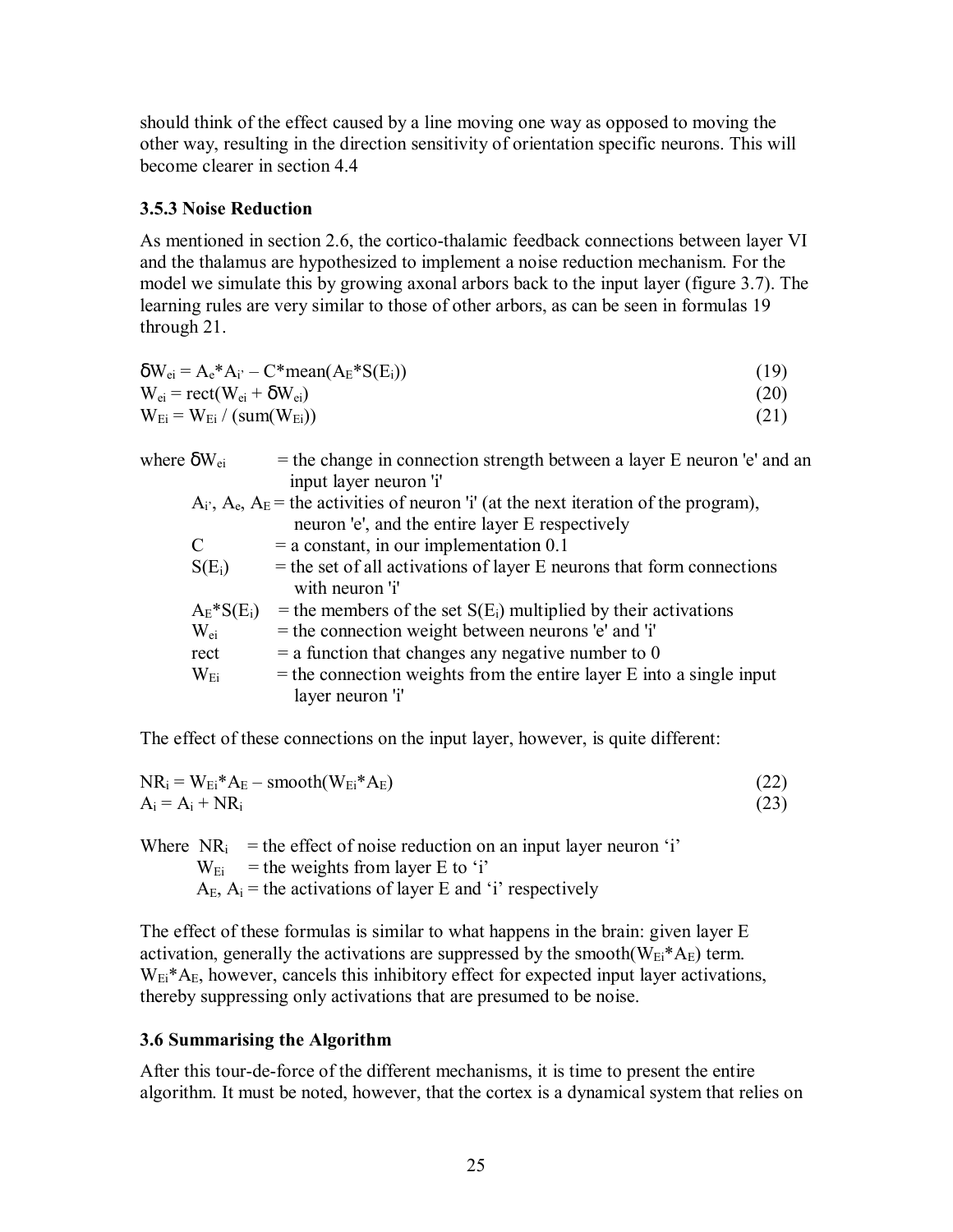should think of the effect caused by a line moving one way as opposed to moving the other way, resulting in the direction sensitivity of orientation specific neurons. This will become clearer in section 4.4

### 3.5.3 Noise Reduction

As mentioned in section 2.6, the cortico-thalamic feedback connections between layer VI and the thalamus are hypothesized to implement a noise reduction mechanism. For the model we simulate this by growing axonal arbors back to the input layer (figure 3.7). The learning rules are very similar to those of other arbors, as can be seen in formulas 19 through 21.

$$\delta W_{ei} = A_e * A_{i'} - C * \text{mean}(A_E * S(E_i)) \quad (19)$$

$$W_{ei} = \text{rect}(W_{ei} + \delta W_{ei}) \quad (20)$$

$$W_{Ei} = W_{Ei} / (\text{sum}(W_{Ei})) \quad (21)$$

where $\delta W_{ei}$ = the change in connection strength between a layer E neuron 'e' and an input layer neuron 'i'

$A_{i'}$, $A_e$, $A_E$ = the activities of neuron 'i' (at the next iteration of the program), neuron 'e', and the entire layer E respectively

$C$ = a constant, in our implementation 0.1

$S(E_i)$ = the set of all activations of layer E neurons that form connections with neuron 'i'

$A_E * S(E_i)$ = the members of the set $S(E_i)$ multiplied by their activations

$W_{ei}$ = the connection weight between neurons 'e' and 'i'

rect = a function that changes any negative number to 0

$W_{Ei}$ = the connection weights from the entire layer E into a single input layer neuron 'i'

The effect of these connections on the input layer, however, is quite different:

$$NR_i = W_{Ei} * A_E - \text{smooth}(W_{Ei} * A_E) \quad (22)$$

$$A_i = A_i + NR_i \quad (23)$$

Where $NR_i$ = the effect of noise reduction on an input layer neuron 'i'

$W_{Ei}$ = the weights from layer E to 'i'

$A_E$, $A_i$ = the activations of layer E and 'i' respectively

The effect of these formulas is similar to what happens in the brain: given layer E activation, generally the activations are suppressed by the $\text{smooth}(W_{Ei} * A_E)$ term. $W_{Ei} * A_E$, however, cancels this inhibitory effect for expected input layer activations, thereby suppressing only activations that are presumed to be noise.

## 3.6 Summarising the Algorithm

After this tour-de-force of the different mechanisms, it is time to present the entire algorithm. It must be noted, however, that the cortex is a dynamical system that relies on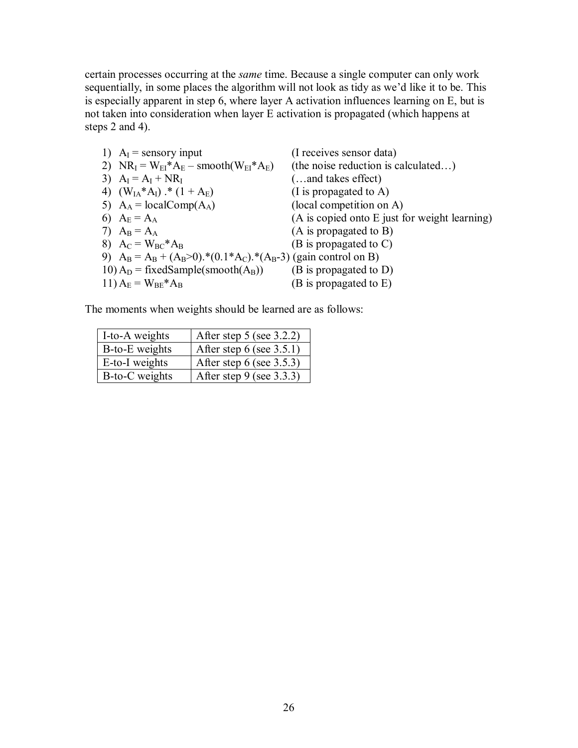certain processes occurring at the *same* time. Because a single computer can only work sequentially, in some places the algorithm will not look as tidy as we'd like it to be. This is especially apparent in step 6, where layer A activation influences learning on E, but is not taken into consideration when layer E activation is propagated (which happens at steps 2 and 4).

1) $A_I$ = sensory input (I receives sensor data)
2) $NR_I = W_{EI} * A_E - \text{smooth}(W_{EI} * A_E)$ (the noise reduction is calculated…)
3) $A_I = A_I + NR_I$ (…and takes effect)
4) $(W_{IA} * A_I) .* (1 + A_E)$ (I is propagated to A)
5) $A_A = \text{localComp}(A_A)$ (local competition on A)
6) $A_E = A_A$ (A is copied onto E just for weight learning)
7) $A_B = A_A$ (A is propagated to B)
8) $A_C = W_{BC} * A_B$ (B is propagated to C)
9) $A_B = A_B + (A_B > 0) .* (0.1 * A_C) .* (A_B - 3)$ (gain control on B)
10) $A_D = \text{fixedSample}(\text{smooth}(A_B))$ (B is propagated to D)
11) $A_E = W_{BE} * A_B$ (B is propagated to E)

The moments when weights should be learned are as follows:

| | |
|---|---|
| I-to-A weights | After step 5 (see 3.2.2) |
| B-to-E weights | After step 6 (see 3.5.1) |
| E-to-I weights | After step 6 (see 3.5.3) |
| B-to-C weights | After step 9 (see 3.3.3) |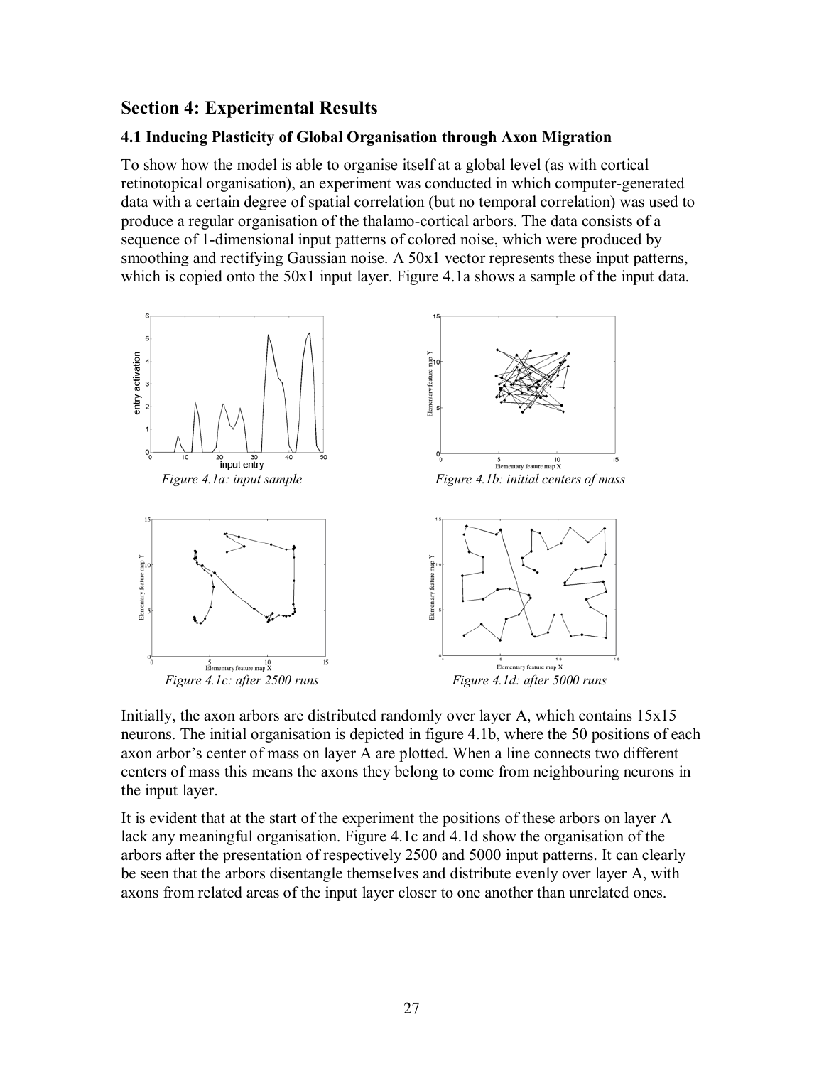## Section 4: Experimental Results

### 4.1 Inducing Plasticity of Global Organisation through Axon Migration

To show how the model is able to organise itself at a global level (as with cortical retinotopical organisation), an experiment was conducted in which computer-generated data with a certain degree of spatial correlation (but no temporal correlation) was used to produce a regular organisation of the thalamo-cortical arbors. The data consists of a sequence of 1-dimensional input patterns of colored noise, which were produced by smoothing and rectifying Gaussian noise. A 50x1 vector represents these input patterns, which is copied onto the 50x1 input layer. Figure 4.1a shows a sample of the input data.

entry activation
input entry

*Figure 4.1a: input sample*

Elementary feature map Y
Elementary feature map X

*Figure 4.1b: initial centers of mass*

Elementary feature map Y
Elementary feature map X

*Figure 4.1c: after 2500 runs*

Elementary feature map Y
Elementary feature map X

*Figure 4.1d: after 5000 runs*

Initially, the axon arbors are distributed randomly over layer A, which contains 15x15 neurons. The initial organisation is depicted in figure 4.1b, where the 50 positions of each axon arbor's center of mass on layer A are plotted. When a line connects two different centers of mass this means the axons they belong to come from neighbouring neurons in the input layer.

It is evident that at the start of the experiment the positions of these arbors on layer A lack any meaningful organisation. Figure 4.1c and 4.1d show the organisation of the arbors after the presentation of respectively 2500 and 5000 input patterns. It can clearly be seen that the arbors disentangle themselves and distribute evenly over layer A, with axons from related areas of the input layer closer to one another than unrelated ones.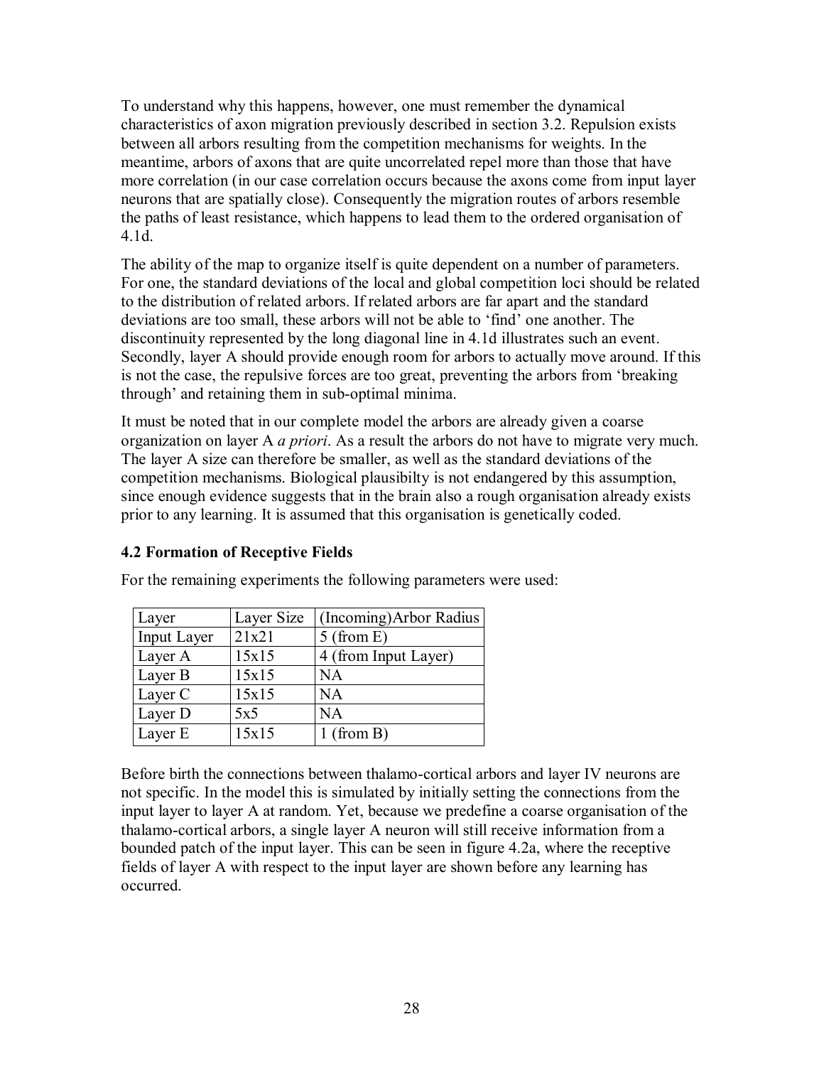To understand why this happens, however, one must remember the dynamical characteristics of axon migration previously described in section 3.2. Repulsion exists between all arbors resulting from the competition mechanisms for weights. In the meantime, arbors of axons that are quite uncorrelated repel more than those that have more correlation (in our case correlation occurs because the axons come from input layer neurons that are spatially close). Consequently the migration routes of arbors resemble the paths of least resistance, which happens to lead them to the ordered organisation of 4.1d.

The ability of the map to organize itself is quite dependent on a number of parameters. For one, the standard deviations of the local and global competition loci should be related to the distribution of related arbors. If related arbors are far apart and the standard deviations are too small, these arbors will not be able to 'find' one another. The discontinuity represented by the long diagonal line in 4.1d illustrates such an event. Secondly, layer A should provide enough room for arbors to actually move around. If this is not the case, the repulsive forces are too great, preventing the arbors from 'breaking through' and retaining them in sub-optimal minima.

It must be noted that in our complete model the arbors are already given a coarse organization on layer A *a priori*. As a result the arbors do not have to migrate very much. The layer A size can therefore be smaller, as well as the standard deviations of the competition mechanisms. Biological plausibilty is not endangered by this assumption, since enough evidence suggests that in the brain also a rough organisation already exists prior to any learning. It is assumed that this organisation is genetically coded.

### 4.2 Formation of Receptive Fields

For the remaining experiments the following parameters were used:

| Layer | Layer Size | (Incoming)Arbor Radius |
|---|---|---|
| Input Layer | 21x21 | 5 (from E) |
| Layer A | 15x15 | 4 (from Input Layer) |
| Layer B | 15x15 | NA |
| Layer C | 15x15 | NA |
| Layer D | 5x5 | NA |
| Layer E | 15x15 | 1 (from B) |

Before birth the connections between thalamo-cortical arbors and layer IV neurons are not specific. In the model this is simulated by initially setting the connections from the input layer to layer A at random. Yet, because we predefine a coarse organisation of the thalamo-cortical arbors, a single layer A neuron will still receive information from a bounded patch of the input layer. This can be seen in figure 4.2a, where the receptive fields of layer A with respect to the input layer are shown before any learning has occurred.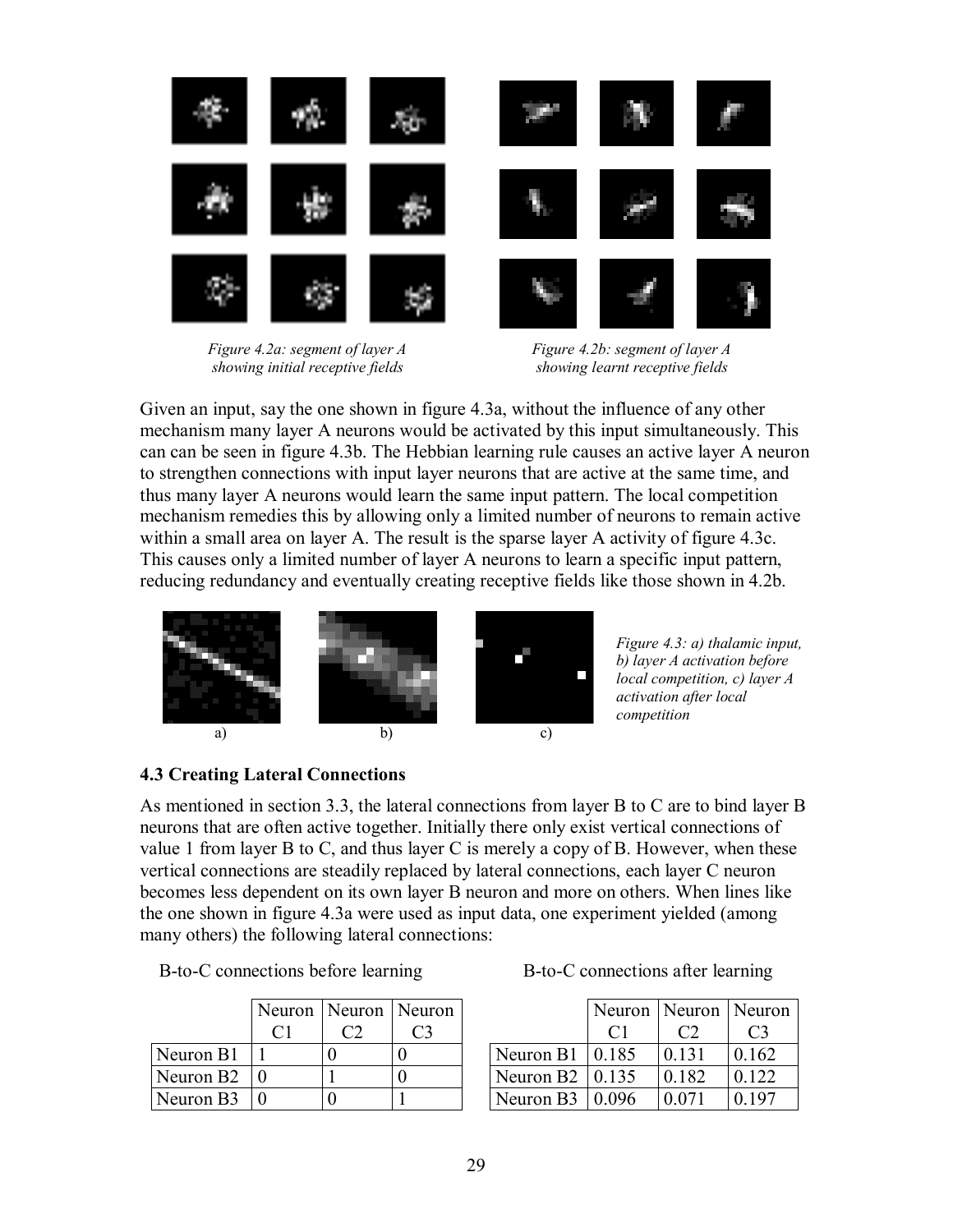Figure 4.2a: segment of layer A showing initial receptive fields

Figure 4.2b: segment of layer A showing learnt receptive fields

Given an input, say the one shown in figure 4.3a, without the influence of any other mechanism many layer A neurons would be activated by this input simultaneously. This can can be seen in figure 4.3b. The Hebbian learning rule causes an active layer A neuron to strengthen connections with input layer neurons that are active at the same time, and thus many layer A neurons would learn the same input pattern. The local competition mechanism remedies this by allowing only a limited number of neurons to remain active within a small area on layer A. The result is the sparse layer A activity of figure 4.3c. This causes only a limited number of layer A neurons to learn a specific input pattern, reducing redundancy and eventually creating receptive fields like those shown in 4.2b.

a)

b)

c)

Figure 4.3: a) thalamic input, b) layer A activation before local competition, c) layer A activation after local competition

### 4.3 Creating Lateral Connections

As mentioned in section 3.3, the lateral connections from layer B to C are to bind layer B neurons that are often active together. Initially there only exist vertical connections of value 1 from layer B to C, and thus layer C is merely a copy of B. However, when these vertical connections are steadily replaced by lateral connections, each layer C neuron becomes less dependent on its own layer B neuron and more on others. When lines like the one shown in figure 4.3a were used as input data, one experiment yielded (among many others) the following lateral connections:

B-to-C connections before learning

| | Neuron C1 | Neuron C2 | Neuron C3 |
|---|---|---|---|
| Neuron B1 | 1 | 0 | 0 |
| Neuron B2 | 0 | 1 | 0 |
| Neuron B3 | 0 | 0 | 1 |

B-to-C connections after learning

| | Neuron C1 | Neuron C2 | Neuron C3 |
|---|---|---|---|
| Neuron B1 | 0.185 | 0.131 | 0.162 |
| Neuron B2 | 0.135 | 0.182 | 0.122 |
| Neuron B3 | 0.096 | 0.071 | 0.197 |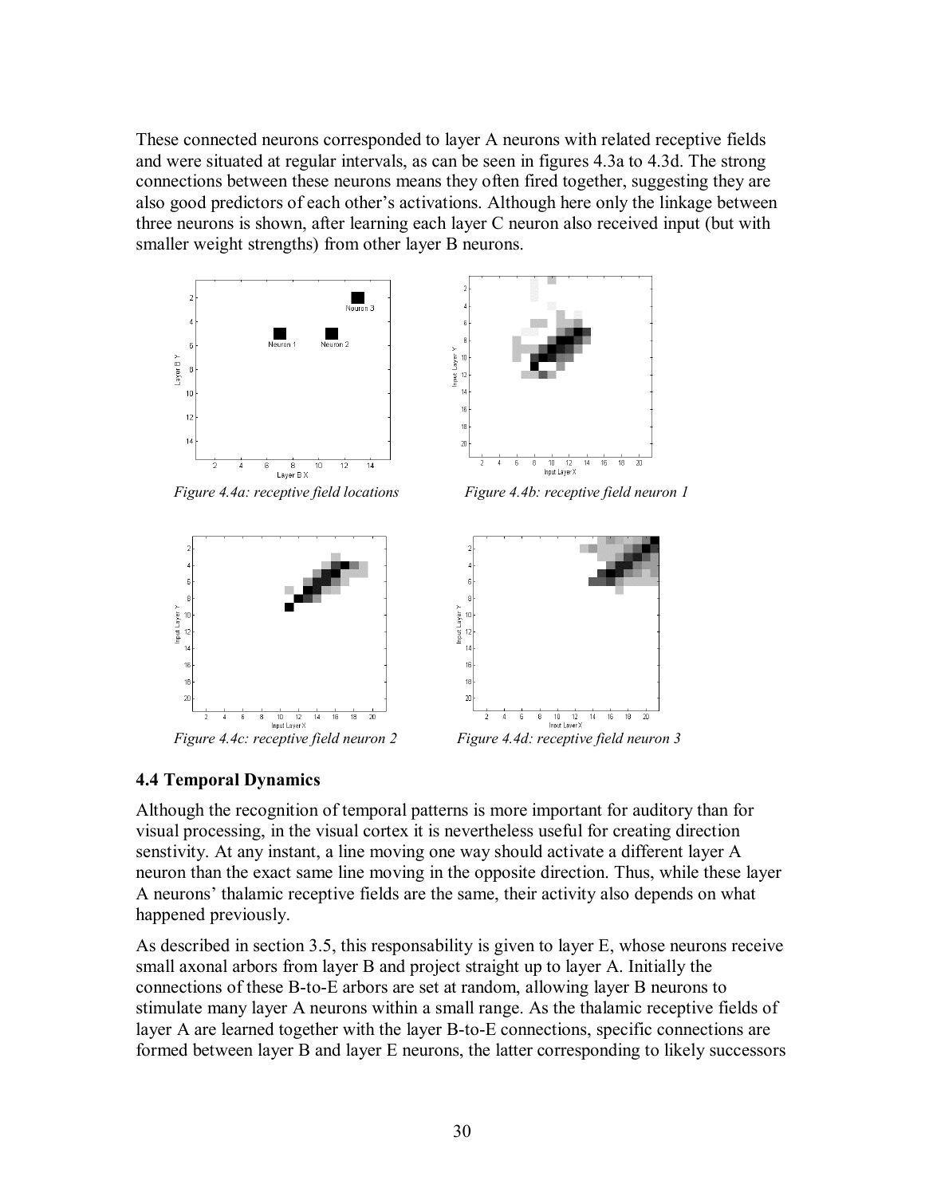These connected neurons corresponded to layer A neurons with related receptive fields and were situated at regular intervals, as can be seen in figures 4.3a to 4.3d. The strong connections between these neurons means they often fired together, suggesting they are also good predictors of each other's activations. Although here only the linkage between three neurons is shown, after learning each layer C neuron also received input (but with smaller weight strengths) from other layer B neurons.

Neuron 3
Neuron 1
Neuron 2
Layer B Y
Layer B X
2 4 6 8 10 12 14

*Figure 4.4a: receptive field locations*

Input Layer Y
Input Layer X
2 4 6 8 10 12 14 16 18 20

*Figure 4.4b: receptive field neuron 1*

Input Layer Y
Input Layer X
2 4 6 8 10 12 14 16 18 20

*Figure 4.4c: receptive field neuron 2*

Input Layer Y
Input Layer X
2 4 6 8 10 12 14 16 18 20

*Figure 4.4d: receptive field neuron 3*

### 4.4 Temporal Dynamics

Although the recognition of temporal patterns is more important for auditory than for visual processing, in the visual cortex it is nevertheless useful for creating direction senstivity. At any instant, a line moving one way should activate a different layer A neuron than the exact same line moving in the opposite direction. Thus, while these layer A neurons' thalamic receptive fields are the same, their activity also depends on what happened previously.

As described in section 3.5, this responsability is given to layer E, whose neurons receive small axonal arbors from layer B and project straight up to layer A. Initially the connections of these B-to-E arbors are set at random, allowing layer B neurons to stimulate many layer A neurons within a small range. As the thalamic receptive fields of layer A are learned together with the layer B-to-E connections, specific connections are formed between layer B and layer E neurons, the latter corresponding to likely successors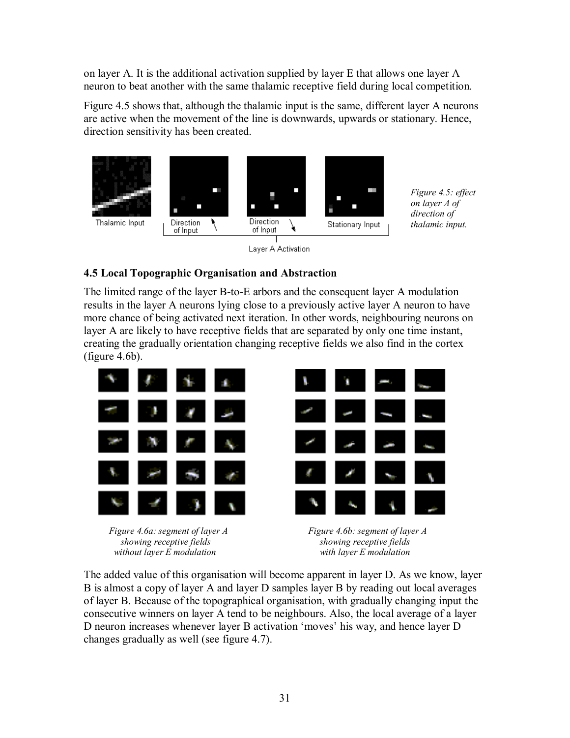on layer A. It is the additional activation supplied by layer E that allows one layer A neuron to beat another with the same thalamic receptive field during local competition.

Figure 4.5 shows that, although the thalamic input is the same, different layer A neurons are active when the movement of the line is downwards, upwards or stationary. Hence, direction sensitivity has been created.

*Figure 4.5: effect on layer A of direction of thalamic input.*

### 4.5 Local Topographic Organisation and Abstraction

The limited range of the layer B-to-E arbors and the consequent layer A modulation results in the layer A neurons lying close to a previously active layer A neuron to have more chance of being activated next iteration. In other words, neighbouring neurons on layer A are likely to have receptive fields that are separated by only one time instant, creating the gradually orientation changing receptive fields we also find in the cortex (figure 4.6b).

*Figure 4.6a: segment of layer A showing receptive fields without layer E modulation*

*Figure 4.6b: segment of layer A showing receptive fields with layer E modulation*

The added value of this organisation will become apparent in layer D. As we know, layer B is almost a copy of layer A and layer D samples layer B by reading out local averages of layer B. Because of the topographical organisation, with gradually changing input the consecutive winners on layer A tend to be neighbours. Also, the local average of a layer D neuron increases whenever layer B activation 'moves' his way, and hence layer D changes gradually as well (see figure 4.7).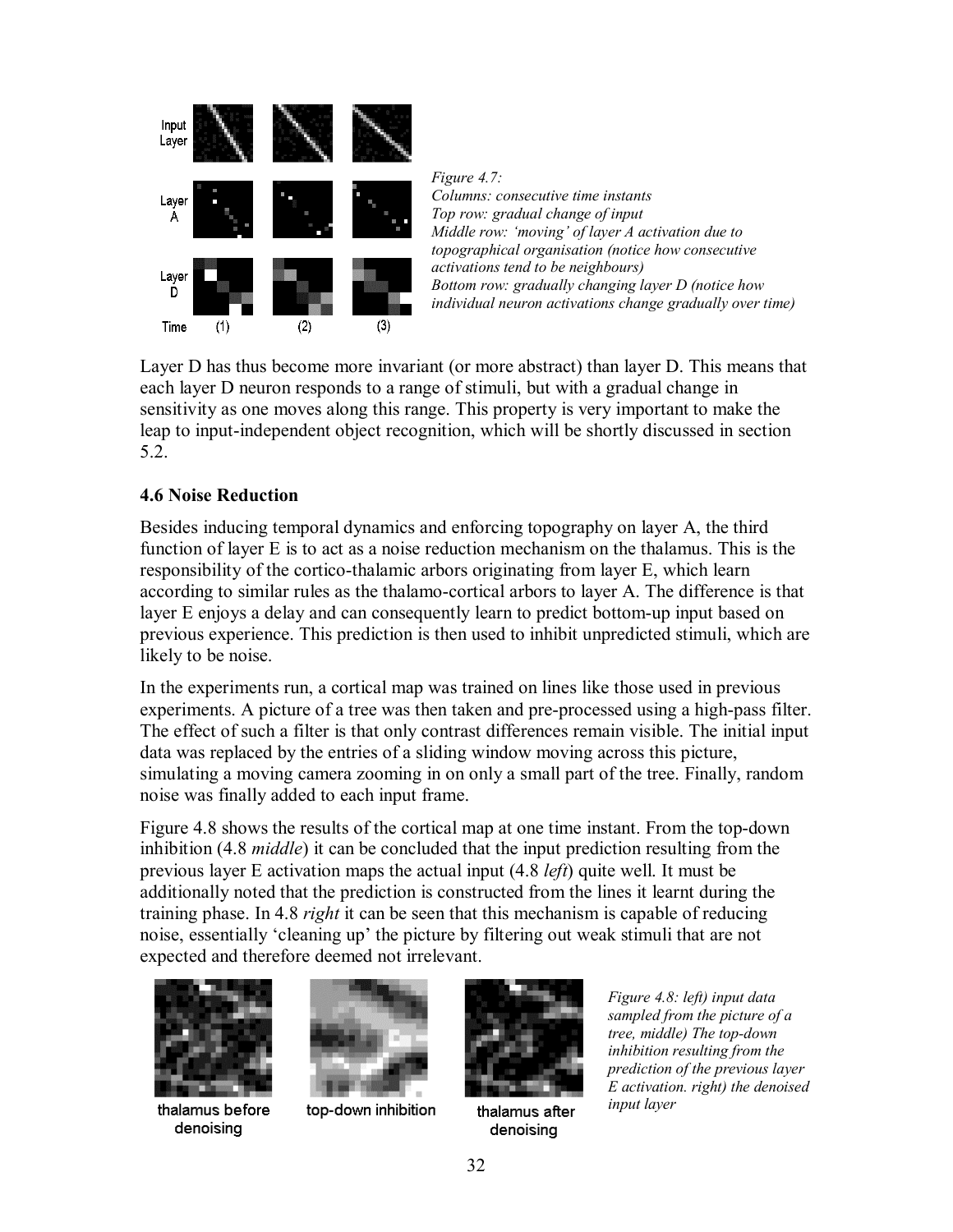Input Layer

Layer A

Layer D

Time (1) (2) (3)

*Figure 4.7:*
*Columns: consecutive time instants*
*Top row: gradual change of input*
*Middle row: 'moving' of layer A activation due to topographical organisation (notice how consecutive activations tend to be neighbours)*
*Bottom row: gradually changing layer D (notice how individual neuron activations change gradually over time)*

Layer D has thus become more invariant (or more abstract) than layer D. This means that each layer D neuron responds to a range of stimuli, but with a gradual change in sensitivity as one moves along this range. This property is very important to make the leap to input-independent object recognition, which will be shortly discussed in section 5.2.

### 4.6 Noise Reduction

Besides inducing temporal dynamics and enforcing topography on layer A, the third function of layer E is to act as a noise reduction mechanism on the thalamus. This is the responsibility of the cortico-thalamic arbors originating from layer E, which learn according to similar rules as the thalamo-cortical arbors to layer A. The difference is that layer E enjoys a delay and can consequently learn to predict bottom-up input based on previous experience. This prediction is then used to inhibit unpredicted stimuli, which are likely to be noise.

In the experiments run, a cortical map was trained on lines like those used in previous experiments. A picture of a tree was then taken and pre-processed using a high-pass filter. The effect of such a filter is that only contrast differences remain visible. The initial input data was replaced by the entries of a sliding window moving across this picture, simulating a moving camera zooming in on only a small part of the tree. Finally, random noise was finally added to each input frame.

Figure 4.8 shows the results of the cortical map at one time instant. From the top-down inhibition (4.8 *middle*) it can be concluded that the input prediction resulting from the previous layer E activation maps the actual input (4.8 *left*) quite well. It must be additionally noted that the prediction is constructed from the lines it learnt during the training phase. In 4.8 *right* it can be seen that this mechanism is capable of reducing noise, essentially 'cleaning up' the picture by filtering out weak stimuli that are not expected and therefore deemed not irrelevant.

thalamus before denoising

top-down inhibition

thalamus after denoising

*Figure 4.8: left) input data sampled from the picture of a tree, middle) The top-down inhibition resulting from the prediction of the previous layer E activation. right) the denoised input layer*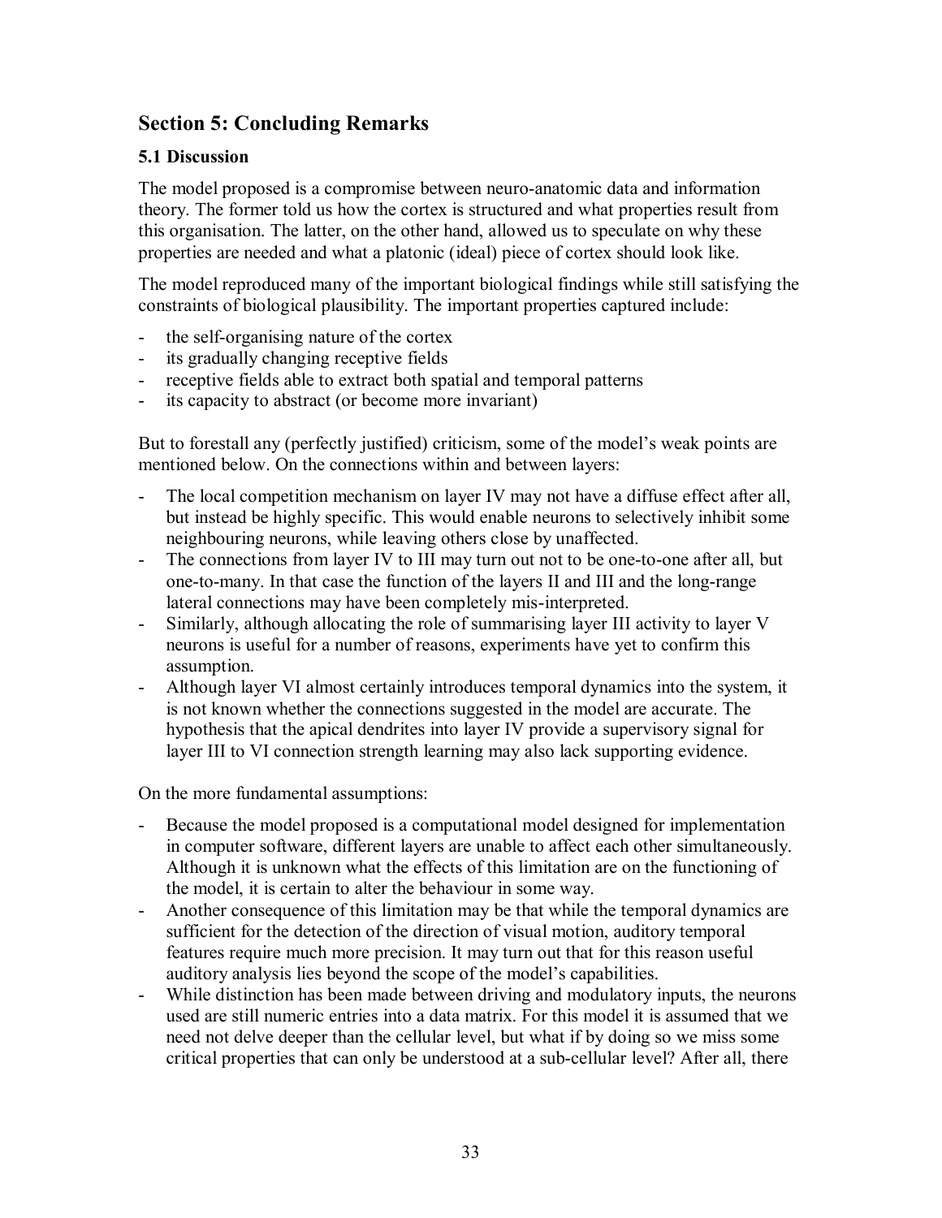## Section 5: Concluding Remarks

### 5.1 Discussion

The model proposed is a compromise between neuro-anatomic data and information theory. The former told us how the cortex is structured and what properties result from this organisation. The latter, on the other hand, allowed us to speculate on why these properties are needed and what a platonic (ideal) piece of cortex should look like.

The model reproduced many of the important biological findings while still satisfying the constraints of biological plausibility. The important properties captured include:

- the self-organising nature of the cortex
- its gradually changing receptive fields
- receptive fields able to extract both spatial and temporal patterns
- its capacity to abstract (or become more invariant)

But to forestall any (perfectly justified) criticism, some of the model's weak points are mentioned below. On the connections within and between layers:

- The local competition mechanism on layer IV may not have a diffuse effect after all, but instead be highly specific. This would enable neurons to selectively inhibit some neighbouring neurons, while leaving others close by unaffected.
- The connections from layer IV to III may turn out not to be one-to-one after all, but one-to-many. In that case the function of the layers II and III and the long-range lateral connections may have been completely mis-interpreted.
- Similarly, although allocating the role of summarising layer III activity to layer V neurons is useful for a number of reasons, experiments have yet to confirm this assumption.
- Although layer VI almost certainly introduces temporal dynamics into the system, it is not known whether the connections suggested in the model are accurate. The hypothesis that the apical dendrites into layer IV provide a supervisory signal for layer III to VI connection strength learning may also lack supporting evidence.

On the more fundamental assumptions:

- Because the model proposed is a computational model designed for implementation in computer software, different layers are unable to affect each other simultaneously. Although it is unknown what the effects of this limitation are on the functioning of the model, it is certain to alter the behaviour in some way.
- Another consequence of this limitation may be that while the temporal dynamics are sufficient for the detection of the direction of visual motion, auditory temporal features require much more precision. It may turn out that for this reason useful auditory analysis lies beyond the scope of the model's capabilities.
- While distinction has been made between driving and modulatory inputs, the neurons used are still numeric entries into a data matrix. For this model it is assumed that we need not delve deeper than the cellular level, but what if by doing so we miss some critical properties that can only be understood at a sub-cellular level? After all, there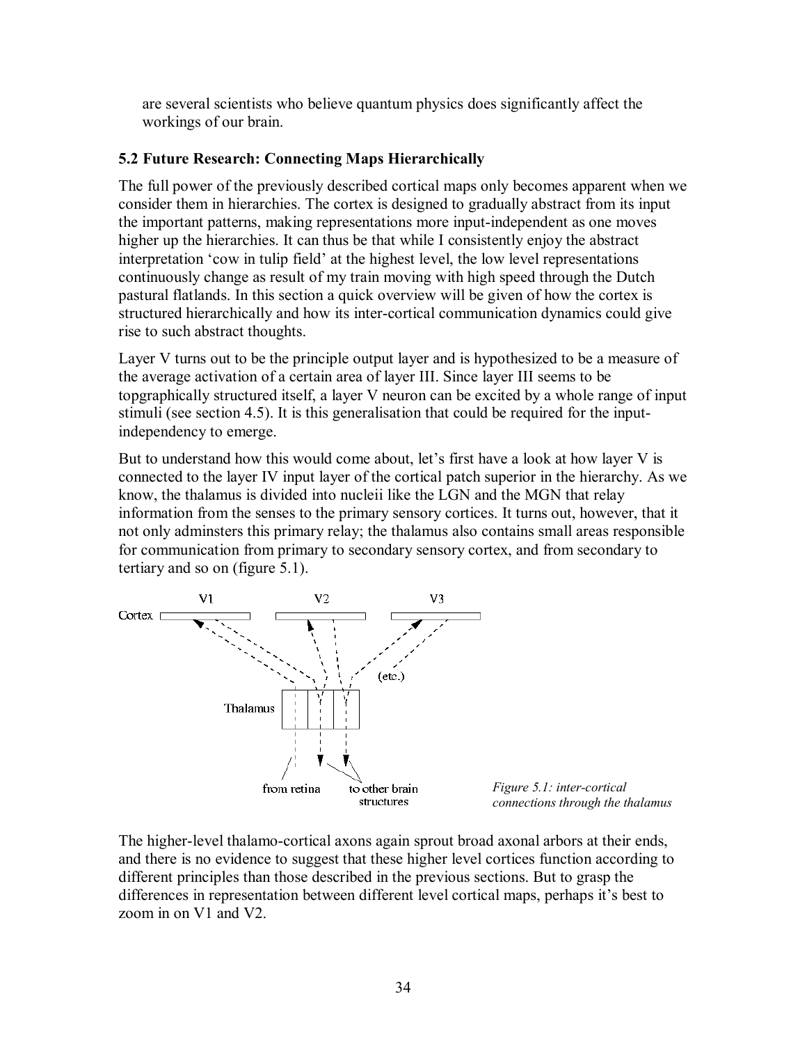are several scientists who believe quantum physics does significantly affect the workings of our brain.

### 5.2 Future Research: Connecting Maps Hierarchically

The full power of the previously described cortical maps only becomes apparent when we consider them in hierarchies. The cortex is designed to gradually abstract from its input the important patterns, making representations more input-independent as one moves higher up the hierarchies. It can thus be that while I consistently enjoy the abstract interpretation 'cow in tulip field' at the highest level, the low level representations continuously change as result of my train moving with high speed through the Dutch pastural flatlands. In this section a quick overview will be given of how the cortex is structured hierarchically and how its inter-cortical communication dynamics could give rise to such abstract thoughts.

Layer V turns out to be the principle output layer and is hypothesized to be a measure of the average activation of a certain area of layer III. Since layer III seems to be topgraphically structured itself, a layer V neuron can be excited by a whole range of input stimuli (see section 4.5). It is this generalisation that could be required for the input-independency to emerge.

But to understand how this would come about, let's first have a look at how layer V is connected to the layer IV input layer of the cortical patch superior in the hierarchy. As we know, the thalamus is divided into nucleii like the LGN and the MGN that relay information from the senses to the primary sensory cortices. It turns out, however, that it not only adminsters this primary relay; the thalamus also contains small areas responsible for communication from primary to secondary sensory cortex, and from secondary to tertiary and so on (figure 5.1).

V1
V2
V3
Cortex
(etc.)
Thalamus
from retina
to other brain structures

*Figure 5.1: inter-cortical connections through the thalamus*

The higher-level thalamo-cortical axons again sprout broad axonal arbors at their ends, and there is no evidence to suggest that these higher level cortices function according to different principles than those described in the previous sections. But to grasp the differences in representation between different level cortical maps, perhaps it's best to zoom in on V1 and V2.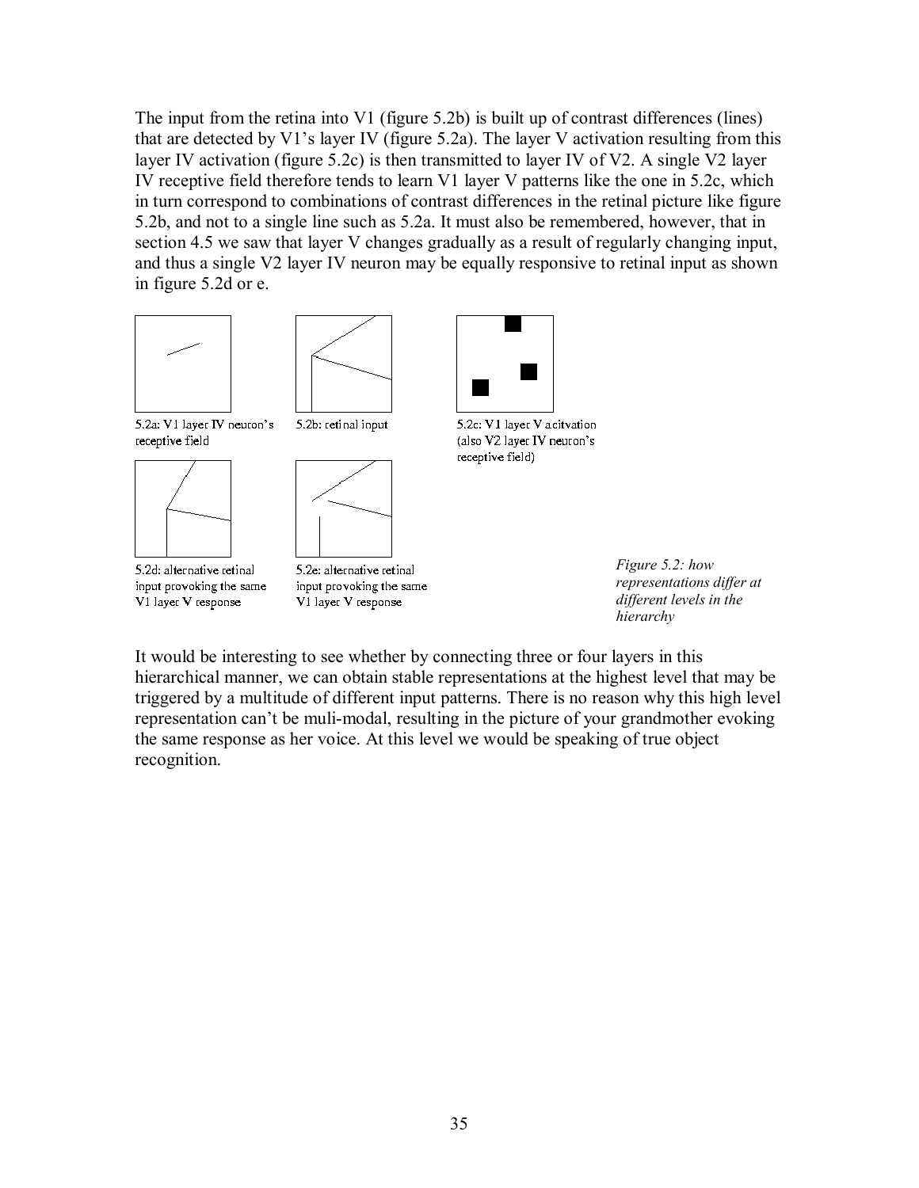The input from the retina into V1 (figure 5.2b) is built up of contrast differences (lines) that are detected by V1's layer IV (figure 5.2a). The layer V activation resulting from this layer IV activation (figure 5.2c) is then transmitted to layer IV of V2. A single V2 layer IV receptive field therefore tends to learn V1 layer V patterns like the one in 5.2c, which in turn correspond to combinations of contrast differences in the retinal picture like figure 5.2b, and not to a single line such as 5.2a. It must also be remembered, however, that in section 4.5 we saw that layer V changes gradually as a result of regularly changing input, and thus a single V2 layer IV neuron may be equally responsive to retinal input as shown in figure 5.2d or e.

5.2a: V1 layer IV neuron's receptive field

5.2b: retinal input

5.2c: V1 layer V acitvation (also V2 layer IV neuron's receptive field)

5.2d: alternative retinal input provoking the same V1 layer V response

5.2e: alternative retinal input provoking the same V1 layer V response

*Figure 5.2: how representations differ at different levels in the hierarchy*

It would be interesting to see whether by connecting three or four layers in this hierarchical manner, we can obtain stable representations at the highest level that may be triggered by a multitude of different input patterns. There is no reason why this high level representation can't be muli-modal, resulting in the picture of your grandmother evoking the same response as her voice. At this level we would be speaking of true object recognition.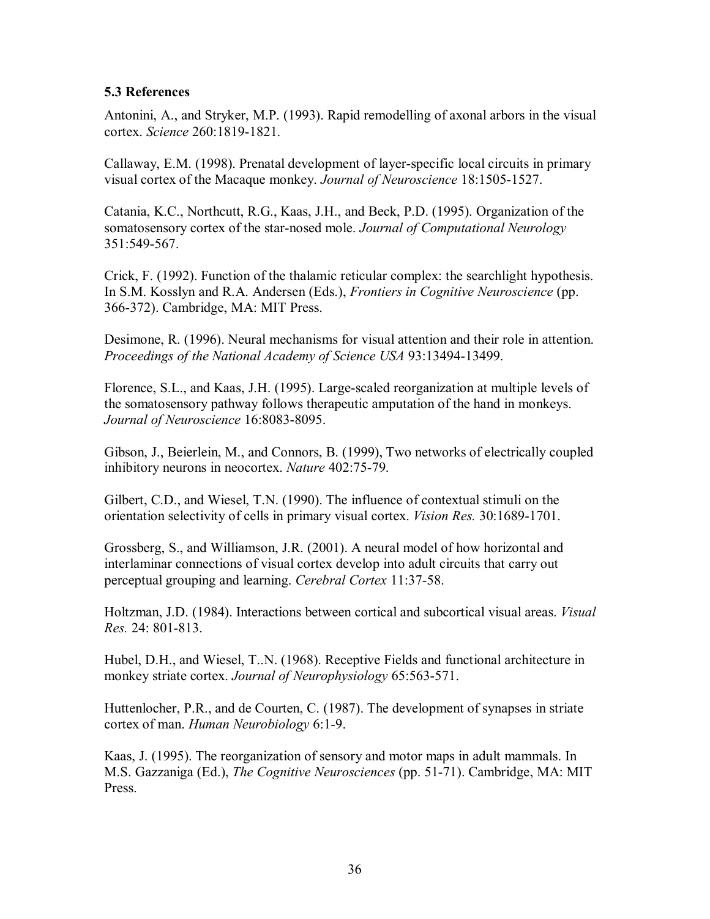### 5.3 References

Antonini, A., and Stryker, M.P. (1993). Rapid remodelling of axonal arbors in the visual cortex. *Science* 260:1819-1821.

Callaway, E.M. (1998). Prenatal development of layer-specific local circuits in primary visual cortex of the Macaque monkey. *Journal of Neuroscience* 18:1505-1527.

Catania, K.C., Northcutt, R.G., Kaas, J.H., and Beck, P.D. (1995). Organization of the somatosensory cortex of the star-nosed mole. *Journal of Computational Neurology* 351:549-567.

Crick, F. (1992). Function of the thalamic reticular complex: the searchlight hypothesis. In S.M. Kosslyn and R.A. Andersen (Eds.), *Frontiers in Cognitive Neuroscience* (pp. 366-372). Cambridge, MA: MIT Press.

Desimone, R. (1996). Neural mechanisms for visual attention and their role in attention. *Proceedings of the National Academy of Science USA* 93:13494-13499.

Florence, S.L., and Kaas, J.H. (1995). Large-scaled reorganization at multiple levels of the somatosensory pathway follows therapeutic amputation of the hand in monkeys. *Journal of Neuroscience* 16:8083-8095.

Gibson, J., Beierlein, M., and Connors, B. (1999), Two networks of electrically coupled inhibitory neurons in neocortex. *Nature* 402:75-79.

Gilbert, C.D., and Wiesel, T.N. (1990). The influence of contextual stimuli on the orientation selectivity of cells in primary visual cortex. *Vision Res.* 30:1689-1701.

Grossberg, S., and Williamson, J.R. (2001). A neural model of how horizontal and interlaminar connections of visual cortex develop into adult circuits that carry out perceptual grouping and learning. *Cerebral Cortex* 11:37-58.

Holtzman, J.D. (1984). Interactions between cortical and subcortical visual areas. *Visual Res.* 24: 801-813.

Hubel, D.H., and Wiesel, T..N. (1968). Receptive Fields and functional architecture in monkey striate cortex. *Journal of Neurophysiology* 65:563-571.

Huttenlocher, P.R., and de Courten, C. (1987). The development of synapses in striate cortex of man. *Human Neurobiology* 6:1-9.

Kaas, J. (1995). The reorganization of sensory and motor maps in adult mammals. In M.S. Gazzaniga (Ed.), *The Cognitive Neurosciences* (pp. 51-71). Cambridge, MA: MIT Press.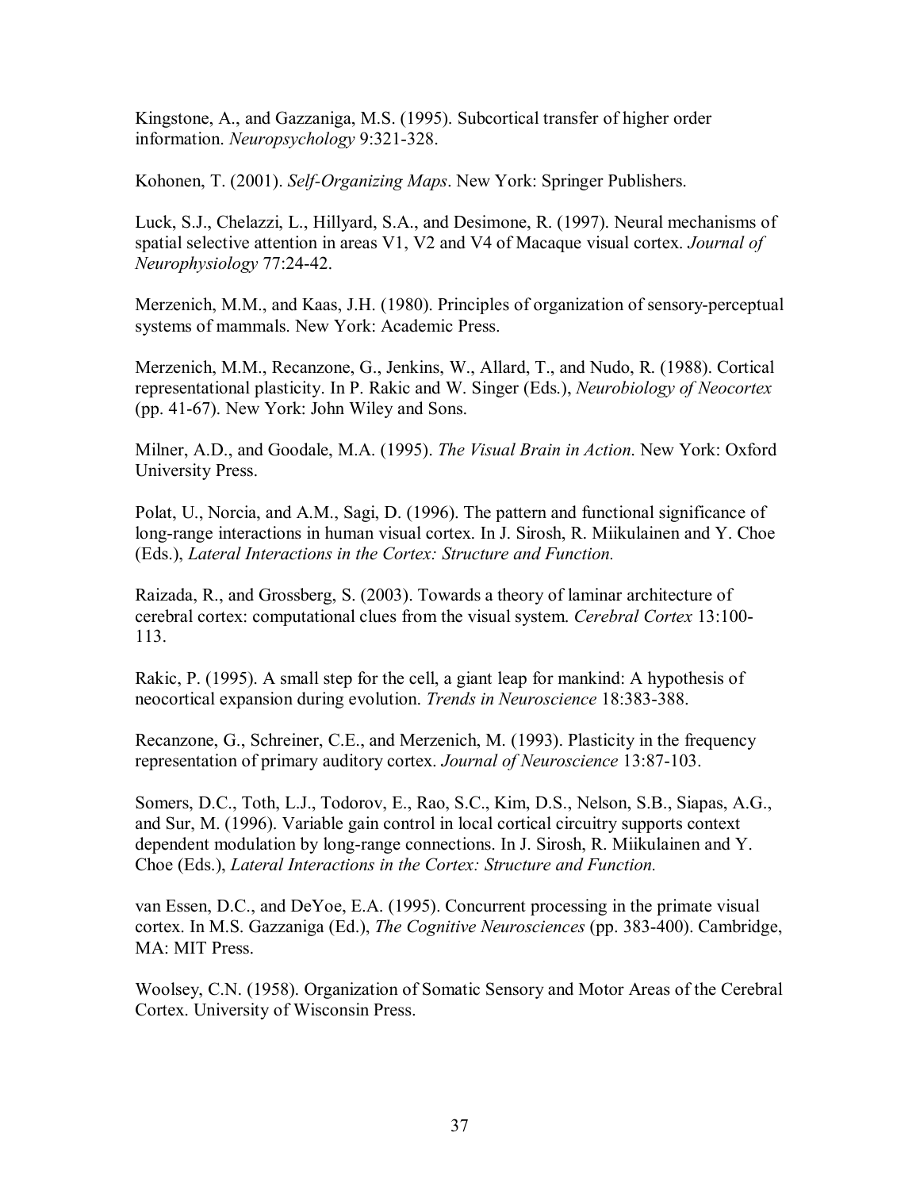Kingstone, A., and Gazzaniga, M.S. (1995). Subcortical transfer of higher order information. *Neuropsychology* 9:321-328.

Kohonen, T. (2001). *Self-Organizing Maps*. New York: Springer Publishers.

Luck, S.J., Chelazzi, L., Hillyard, S.A., and Desimone, R. (1997). Neural mechanisms of spatial selective attention in areas V1, V2 and V4 of Macaque visual cortex. *Journal of Neurophysiology* 77:24-42.

Merzenich, M.M., and Kaas, J.H. (1980). Principles of organization of sensory-perceptual systems of mammals. New York: Academic Press.

Merzenich, M.M., Recanzone, G., Jenkins, W., Allard, T., and Nudo, R. (1988). Cortical representational plasticity. In P. Rakic and W. Singer (Eds.), *Neurobiology of Neocortex* (pp. 41-67). New York: John Wiley and Sons.

Milner, A.D., and Goodale, M.A. (1995). *The Visual Brain in Action*. New York: Oxford University Press.

Polat, U., Norcia, and A.M., Sagi, D. (1996). The pattern and functional significance of long-range interactions in human visual cortex. In J. Sirosh, R. Miikulainen and Y. Choe (Eds.), *Lateral Interactions in the Cortex: Structure and Function.*

Raizada, R., and Grossberg, S. (2003). Towards a theory of laminar architecture of cerebral cortex: computational clues from the visual system. *Cerebral Cortex* 13:100-113.

Rakic, P. (1995). A small step for the cell, a giant leap for mankind: A hypothesis of neocortical expansion during evolution. *Trends in Neuroscience* 18:383-388.

Recanzone, G., Schreiner, C.E., and Merzenich, M. (1993). Plasticity in the frequency representation of primary auditory cortex. *Journal of Neuroscience* 13:87-103.

Somers, D.C., Toth, L.J., Todorov, E., Rao, S.C., Kim, D.S., Nelson, S.B., Siapas, A.G., and Sur, M. (1996). Variable gain control in local cortical circuitry supports context dependent modulation by long-range connections. In J. Sirosh, R. Miikulainen and Y. Choe (Eds.), *Lateral Interactions in the Cortex: Structure and Function.*

van Essen, D.C., and DeYoe, E.A. (1995). Concurrent processing in the primate visual cortex. In M.S. Gazzaniga (Ed.), *The Cognitive Neurosciences* (pp. 383-400). Cambridge, MA: MIT Press.

Woolsey, C.N. (1958). Organization of Somatic Sensory and Motor Areas of the Cerebral Cortex. University of Wisconsin Press.